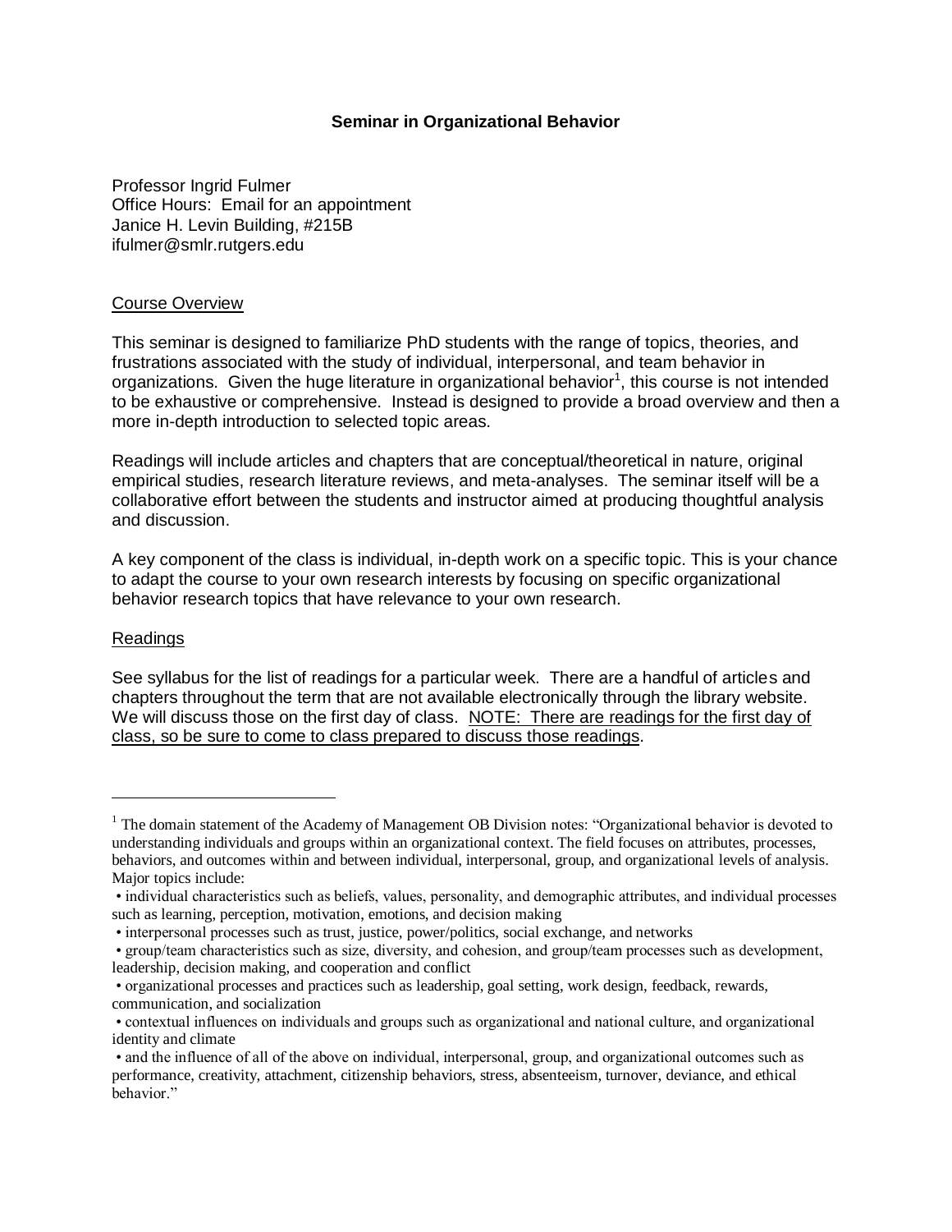# Seminar in Organizational Behavior

Professor Ingrid Fulmer
Office Hours: Email for an appointment
Janice H. Levin Building, #215B
ifulmer@smlr.rutgers.edu

## Course Overview

This seminar is designed to familiarize PhD students with the range of topics, theories, and frustrations associated with the study of individual, interpersonal, and team behavior in organizations. Given the huge literature in organizational behavior[1], this course is not intended to be exhaustive or comprehensive. Instead is designed to provide a broad overview and then a more in-depth introduction to selected topic areas.

Readings will include articles and chapters that are conceptual/theoretical in nature, original empirical studies, research literature reviews, and meta-analyses. The seminar itself will be a collaborative effort between the students and instructor aimed at producing thoughtful analysis and discussion.

A key component of the class is individual, in-depth work on a specific topic. This is your chance to adapt the course to your own research interests by focusing on specific organizational behavior research topics that have relevance to your own research.

## Readings

See syllabus for the list of readings for a particular week. There are a handful of articles and chapters throughout the term that are not available electronically through the library website. We will discuss those on the first day of class. NOTE: There are readings for the first day of class, so be sure to come to class prepared to discuss those readings.

---

[1] The domain statement of the Academy of Management OB Division notes: "Organizational behavior is devoted to understanding individuals and groups within an organizational context. The field focuses on attributes, processes, behaviors, and outcomes within and between individual, interpersonal, group, and organizational levels of analysis. Major topics include:

- individual characteristics such as beliefs, values, personality, and demographic attributes, and individual processes such as learning, perception, motivation, emotions, and decision making
- interpersonal processes such as trust, justice, power/politics, social exchange, and networks
- group/team characteristics such as size, diversity, and cohesion, and group/team processes such as development, leadership, decision making, and cooperation and conflict
- organizational processes and practices such as leadership, goal setting, work design, feedback, rewards, communication, and socialization
- contextual influences on individuals and groups such as organizational and national culture, and organizational identity and climate
- and the influence of all of the above on individual, interpersonal, group, and organizational outcomes such as performance, creativity, attachment, citizenship behaviors, stress, absenteeism, turnover, deviance, and ethical behavior."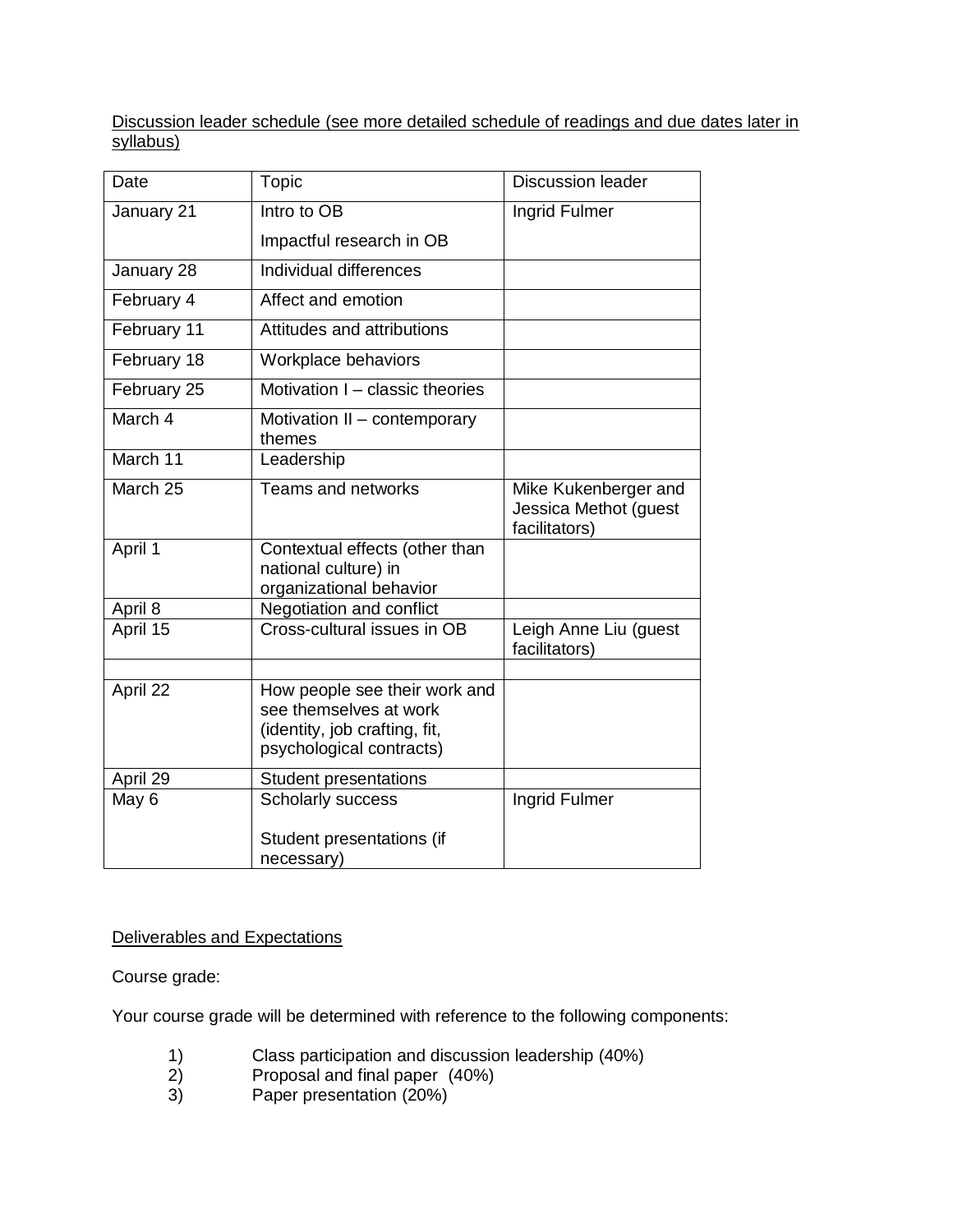Discussion leader schedule (see more detailed schedule of readings and due dates later in syllabus)

| Date | Topic | Discussion leader |
| --- | --- | --- |
| January 21 | Intro to OB<br>Impactful research in OB | Ingrid Fulmer |
| January 28 | Individual differences | |
| February 4 | Affect and emotion | |
| February 11 | Attitudes and attributions | |
| February 18 | Workplace behaviors | |
| February 25 | Motivation I – classic theories | |
| March 4 | Motivation II – contemporary themes | |
| March 11 | Leadership | |
| March 25 | Teams and networks | Mike Kukenberger and Jessica Methot (guest facilitators) |
| April 1 | Contextual effects (other than national culture) in organizational behavior | |
| April 8 | Negotiation and conflict | |
| April 15 | Cross-cultural issues in OB | Leigh Anne Liu (guest facilitators) |
| | | |
| April 22 | How people see their work and see themselves at work (identity, job crafting, fit, psychological contracts) | |
| April 29 | Student presentations | |
| May 6 | Scholarly success<br>Student presentations (if necessary) | Ingrid Fulmer |

Deliverables and Expectations

Course grade:

Your course grade will be determined with reference to the following components:

1) Class participation and discussion leadership (40%)
2) Proposal and final paper (40%)
3) Paper presentation (20%)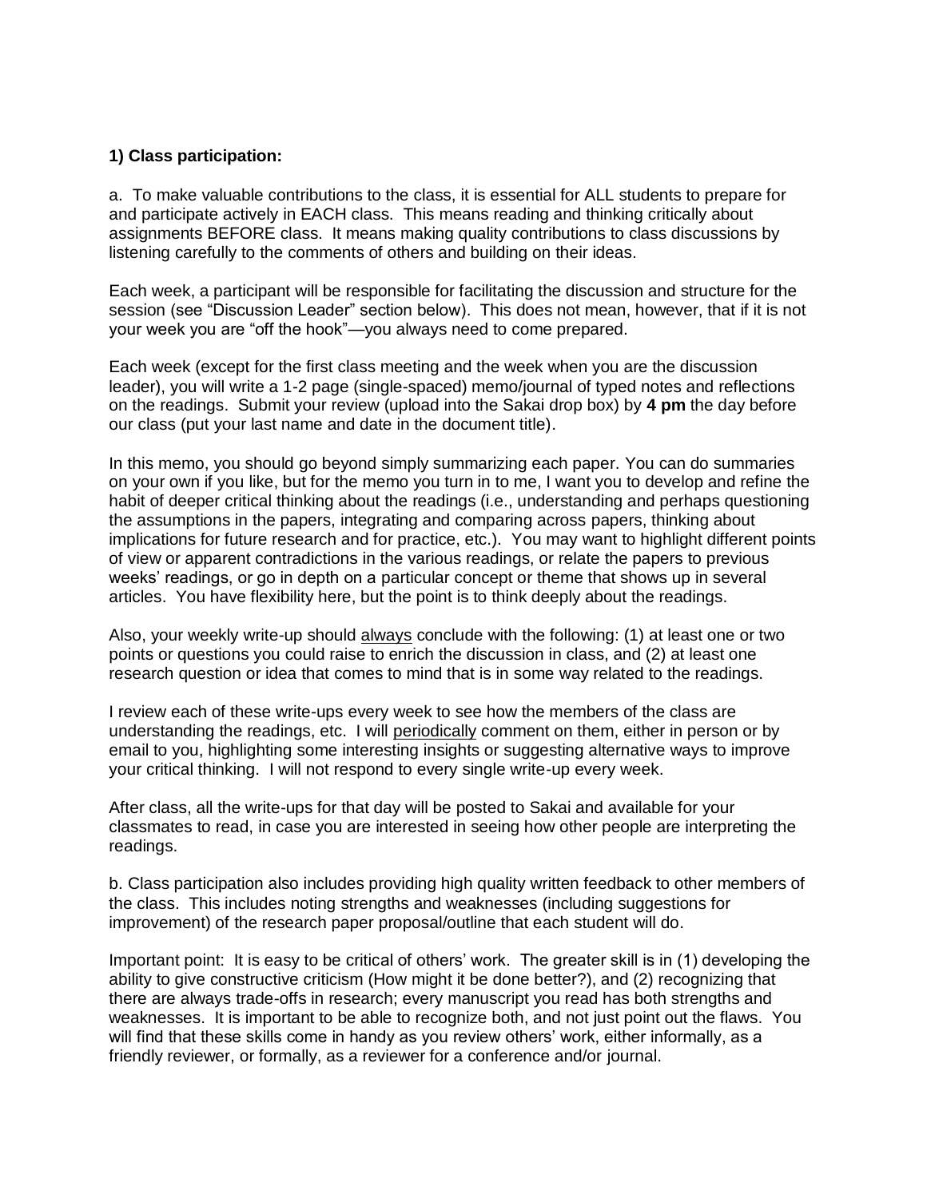**1) Class participation:**

a. To make valuable contributions to the class, it is essential for ALL students to prepare for and participate actively in EACH class. This means reading and thinking critically about assignments BEFORE class. It means making quality contributions to class discussions by listening carefully to the comments of others and building on their ideas.

Each week, a participant will be responsible for facilitating the discussion and structure for the session (see "Discussion Leader" section below). This does not mean, however, that if it is not your week you are "off the hook"—you always need to come prepared.

Each week (except for the first class meeting and the week when you are the discussion leader), you will write a 1-2 page (single-spaced) memo/journal of typed notes and reflections on the readings. Submit your review (upload into the Sakai drop box) by **4 pm** the day before our class (put your last name and date in the document title).

In this memo, you should go beyond simply summarizing each paper. You can do summaries on your own if you like, but for the memo you turn in to me, I want you to develop and refine the habit of deeper critical thinking about the readings (i.e., understanding and perhaps questioning the assumptions in the papers, integrating and comparing across papers, thinking about implications for future research and for practice, etc.). You may want to highlight different points of view or apparent contradictions in the various readings, or relate the papers to previous weeks' readings, or go in depth on a particular concept or theme that shows up in several articles. You have flexibility here, but the point is to think deeply about the readings.

Also, your weekly write-up should <u>always</u> conclude with the following: (1) at least one or two points or questions you could raise to enrich the discussion in class, and (2) at least one research question or idea that comes to mind that is in some way related to the readings.

I review each of these write-ups every week to see how the members of the class are understanding the readings, etc. I will <u>periodically</u> comment on them, either in person or by email to you, highlighting some interesting insights or suggesting alternative ways to improve your critical thinking. I will not respond to every single write-up every week.

After class, all the write-ups for that day will be posted to Sakai and available for your classmates to read, in case you are interested in seeing how other people are interpreting the readings.

b. Class participation also includes providing high quality written feedback to other members of the class. This includes noting strengths and weaknesses (including suggestions for improvement) of the research paper proposal/outline that each student will do.

Important point: It is easy to be critical of others' work. The greater skill is in (1) developing the ability to give constructive criticism (How might it be done better?), and (2) recognizing that there are always trade-offs in research; every manuscript you read has both strengths and weaknesses. It is important to be able to recognize both, and not just point out the flaws. You will find that these skills come in handy as you review others' work, either informally, as a friendly reviewer, or formally, as a reviewer for a conference and/or journal.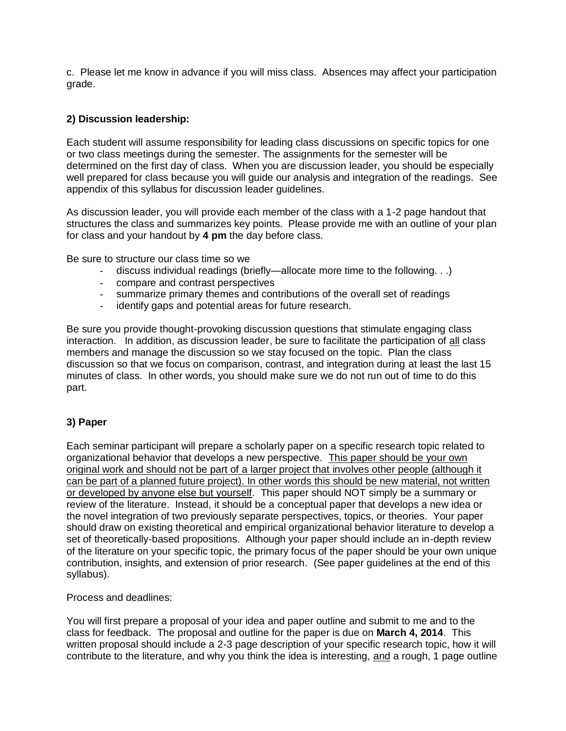c. Please let me know in advance if you will miss class. Absences may affect your participation grade.

**2) Discussion leadership:**

Each student will assume responsibility for leading class discussions on specific topics for one or two class meetings during the semester. The assignments for the semester will be determined on the first day of class. When you are discussion leader, you should be especially well prepared for class because you will guide our analysis and integration of the readings. See appendix of this syllabus for discussion leader guidelines.

As discussion leader, you will provide each member of the class with a 1-2 page handout that structures the class and summarizes key points. Please provide me with an outline of your plan for class and your handout by **4 pm** the day before class.

Be sure to structure our class time so we

- discuss individual readings (briefly—allocate more time to the following. . .)
- compare and contrast perspectives
- summarize primary themes and contributions of the overall set of readings
- identify gaps and potential areas for future research.

Be sure you provide thought-provoking discussion questions that stimulate engaging class interaction. In addition, as discussion leader, be sure to facilitate the participation of all class members and manage the discussion so we stay focused on the topic. Plan the class discussion so that we focus on comparison, contrast, and integration during at least the last 15 minutes of class. In other words, you should make sure we do not run out of time to do this part.

**3) Paper**

Each seminar participant will prepare a scholarly paper on a specific research topic related to organizational behavior that develops a new perspective. This paper should be your own original work and should not be part of a larger project that involves other people (although it can be part of a planned future project). In other words this should be new material, not written or developed by anyone else but yourself. This paper should NOT simply be a summary or review of the literature. Instead, it should be a conceptual paper that develops a new idea or the novel integration of two previously separate perspectives, topics, or theories. Your paper should draw on existing theoretical and empirical organizational behavior literature to develop a set of theoretically-based propositions. Although your paper should include an in-depth review of the literature on your specific topic, the primary focus of the paper should be your own unique contribution, insights, and extension of prior research. (See paper guidelines at the end of this syllabus).

Process and deadlines:

You will first prepare a proposal of your idea and paper outline and submit to me and to the class for feedback. The proposal and outline for the paper is due on **March 4, 2014**. This written proposal should include a 2-3 page description of your specific research topic, how it will contribute to the literature, and why you think the idea is interesting, and a rough, 1 page outline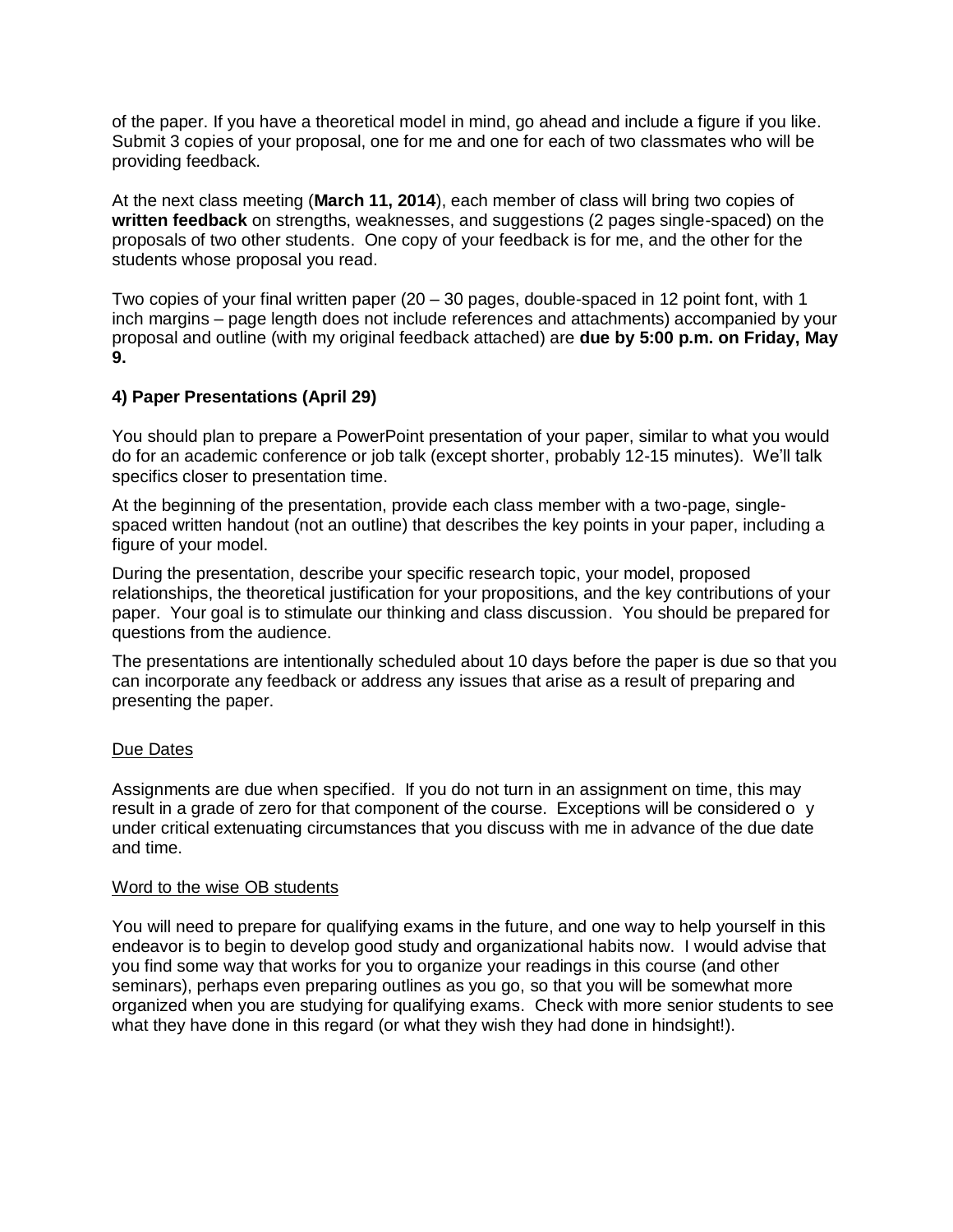of the paper. If you have a theoretical model in mind, go ahead and include a figure if you like. Submit 3 copies of your proposal, one for me and one for each of two classmates who will be providing feedback.

At the next class meeting (**March 11, 2014**), each member of class will bring two copies of **written feedback** on strengths, weaknesses, and suggestions (2 pages single-spaced) on the proposals of two other students. One copy of your feedback is for me, and the other for the students whose proposal you read.

Two copies of your final written paper (20 – 30 pages, double-spaced in 12 point font, with 1 inch margins – page length does not include references and attachments) accompanied by your proposal and outline (with my original feedback attached) are **due by 5:00 p.m. on Friday, May 9.**

### 4) Paper Presentations (April 29)

You should plan to prepare a PowerPoint presentation of your paper, similar to what you would do for an academic conference or job talk (except shorter, probably 12-15 minutes). We'll talk specifics closer to presentation time.

At the beginning of the presentation, provide each class member with a two-page, single-spaced written handout (not an outline) that describes the key points in your paper, including a figure of your model.

During the presentation, describe your specific research topic, your model, proposed relationships, the theoretical justification for your propositions, and the key contributions of your paper. Your goal is to stimulate our thinking and class discussion. You should be prepared for questions from the audience.

The presentations are intentionally scheduled about 10 days before the paper is due so that you can incorporate any feedback or address any issues that arise as a result of preparing and presenting the paper.

<u>Due Dates</u>

Assignments are due when specified. If you do not turn in an assignment on time, this may result in a grade of zero for that component of the course. Exceptions will be considered o y under critical extenuating circumstances that you discuss with me in advance of the due date and time.

<u>Word to the wise OB students</u>

You will need to prepare for qualifying exams in the future, and one way to help yourself in this endeavor is to begin to develop good study and organizational habits now. I would advise that you find some way that works for you to organize your readings in this course (and other seminars), perhaps even preparing outlines as you go, so that you will be somewhat more organized when you are studying for qualifying exams. Check with more senior students to see what they have done in this regard (or what they wish they had done in hindsight!).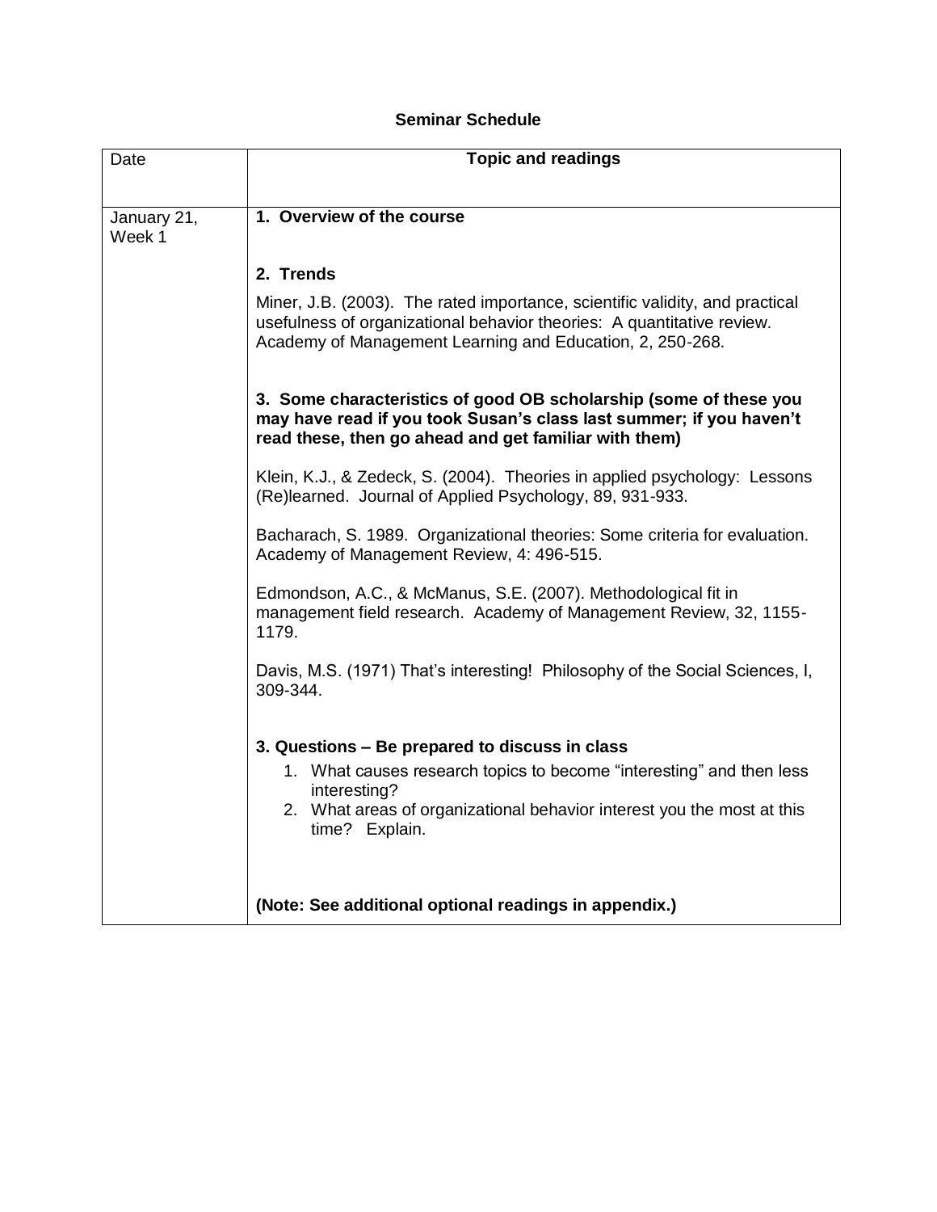## Seminar Schedule

| Date | Topic and readings |
|---|---|
| January 21, Week 1 | **1. Overview of the course**<br><br>**2. Trends**<br><br>Miner, J.B. (2003). The rated importance, scientific validity, and practical usefulness of organizational behavior theories: A quantitative review. Academy of Management Learning and Education, 2, 250-268.<br><br>**3. Some characteristics of good OB scholarship (some of these you may have read if you took Susan's class last summer; if you haven't read these, then go ahead and get familiar with them)**<br><br>Klein, K.J., & Zedeck, S. (2004). Theories in applied psychology: Lessons (Re)learned. Journal of Applied Psychology, 89, 931-933.<br><br>Bacharach, S. 1989. Organizational theories: Some criteria for evaluation. Academy of Management Review, 4: 496-515.<br><br>Edmondson, A.C., & McManus, S.E. (2007). Methodological fit in management field research. Academy of Management Review, 32, 1155-1179.<br><br>Davis, M.S. (1971) That's interesting! Philosophy of the Social Sciences, I, 309-344.<br><br>**3. Questions – Be prepared to discuss in class**<br>1. What causes research topics to become "interesting" and then less interesting?<br>2. What areas of organizational behavior interest you the most at this time? Explain.<br><br>**(Note: See additional optional readings in appendix.)** |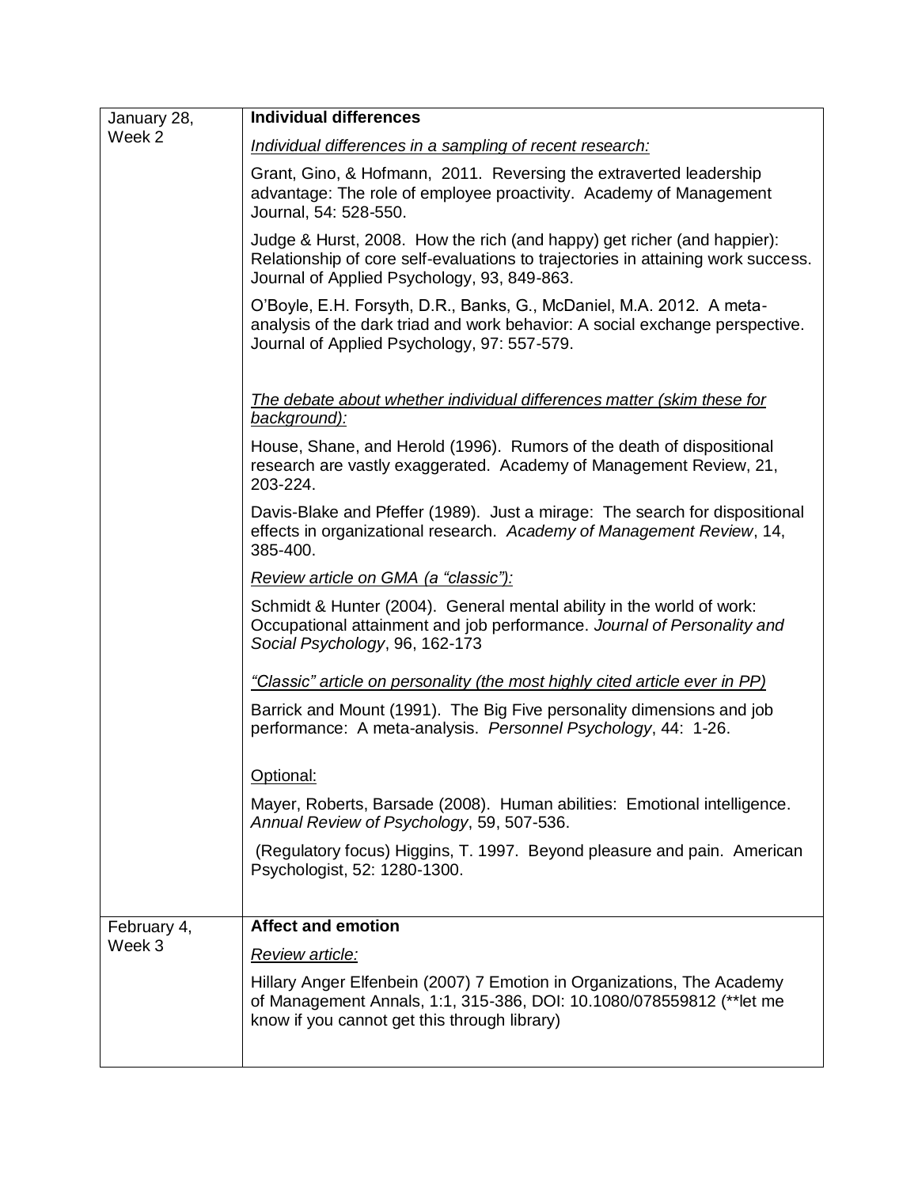| | |
|---|---|
| January 28, Week 2 | **Individual differences**<br><br>*Individual differences in a sampling of recent research:*<br><br>Grant, Gino, & Hofmann, 2011. Reversing the extraverted leadership advantage: The role of employee proactivity. Academy of Management Journal, 54: 528-550.<br><br>Judge & Hurst, 2008. How the rich (and happy) get richer (and happier): Relationship of core self-evaluations to trajectories in attaining work success. Journal of Applied Psychology, 93, 849-863.<br><br>O'Boyle, E.H. Forsyth, D.R., Banks, G., McDaniel, M.A. 2012. A meta-analysis of the dark triad and work behavior: A social exchange perspective. Journal of Applied Psychology, 97: 557-579.<br><br>*The debate about whether individual differences matter (skim these for background):*<br><br>House, Shane, and Herold (1996). Rumors of the death of dispositional research are vastly exaggerated. Academy of Management Review, 21, 203-224.<br><br>Davis-Blake and Pfeffer (1989). Just a mirage: The search for dispositional effects in organizational research. *Academy of Management Review*, 14, 385-400.<br><br>*Review article on GMA (a "classic"):*<br><br>Schmidt & Hunter (2004). General mental ability in the world of work: Occupational attainment and job performance. *Journal of Personality and Social Psychology*, 96, 162-173<br><br>*"Classic" article on personality (the most highly cited article ever in PP)*<br><br>Barrick and Mount (1991). The Big Five personality dimensions and job performance: A meta-analysis. *Personnel Psychology*, 44: 1-26.<br><br>Optional:<br><br>Mayer, Roberts, Barsade (2008). Human abilities: Emotional intelligence. *Annual Review of Psychology*, 59, 507-536.<br><br>(Regulatory focus) Higgins, T. 1997. Beyond pleasure and pain. American Psychologist, 52: 1280-1300. |
| February 4, Week 3 | **Affect and emotion**<br><br>*Review article:*<br><br>Hillary Anger Elfenbein (2007) 7 Emotion in Organizations, The Academy of Management Annals, 1:1, 315-386, DOI: 10.1080/078559812 (**let me know if you cannot get this through library) |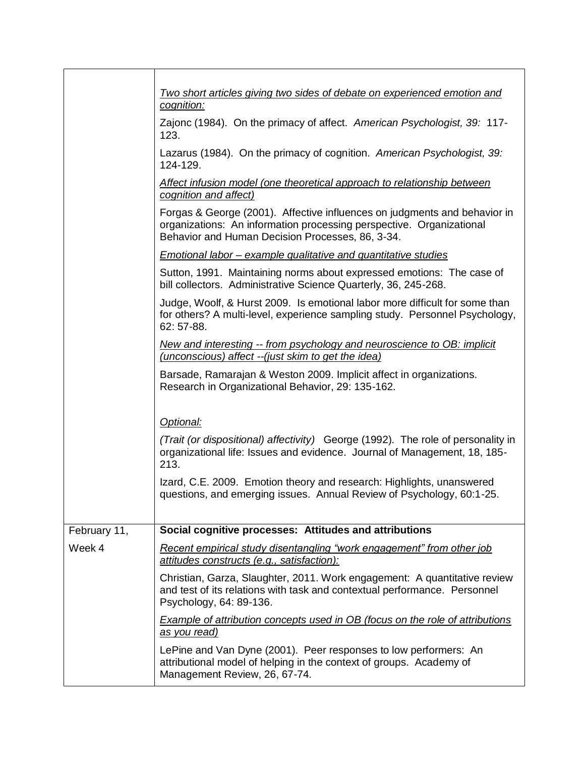| | |
|---|---|
| | <u>*Two short articles giving two sides of debate on experienced emotion and cognition:*</u><br><br>Zajonc (1984). On the primacy of affect. *American Psychologist, 39:* 117-123.<br><br>Lazarus (1984). On the primacy of cognition. *American Psychologist, 39:* 124-129.<br><br><u>*Affect infusion model (one theoretical approach to relationship between cognition and affect)*</u><br><br>Forgas & George (2001). Affective influences on judgments and behavior in organizations: An information processing perspective. Organizational Behavior and Human Decision Processes, 86, 3-34.<br><br><u>*Emotional labor – example qualitative and quantitative studies*</u><br><br>Sutton, 1991. Maintaining norms about expressed emotions: The case of bill collectors. Administrative Science Quarterly, 36, 245-268.<br><br>Judge, Woolf, & Hurst 2009. Is emotional labor more difficult for some than for others? A multi-level, experience sampling study. Personnel Psychology, 62: 57-88.<br><br><u>*New and interesting -- from psychology and neuroscience to OB: implicit (unconscious) affect --(just skim to get the idea)*</u><br><br>Barsade, Ramarajan & Weston 2009. Implicit affect in organizations. Research in Organizational Behavior, 29: 135-162.<br><br><u>*Optional:*</u><br><br>*(Trait (or dispositional) affectivity)* George (1992). The role of personality in organizational life: Issues and evidence. Journal of Management, 18, 185-213.<br><br>Izard, C.E. 2009. Emotion theory and research: Highlights, unanswered questions, and emerging issues. Annual Review of Psychology, 60:1-25. |
| February 11,<br><br>Week 4 | **Social cognitive processes: Attitudes and attributions**<br><br><u>*Recent empirical study disentangling "work engagement" from other job attitudes constructs (e.g., satisfaction):*</u><br><br>Christian, Garza, Slaughter, 2011. Work engagement: A quantitative review and test of its relations with task and contextual performance. Personnel Psychology, 64: 89-136.<br><br><u>*Example of attribution concepts used in OB (focus on the role of attributions as you read)*</u><br><br>LePine and Van Dyne (2001). Peer responses to low performers: An attributional model of helping in the context of groups. Academy of Management Review, 26, 67-74. |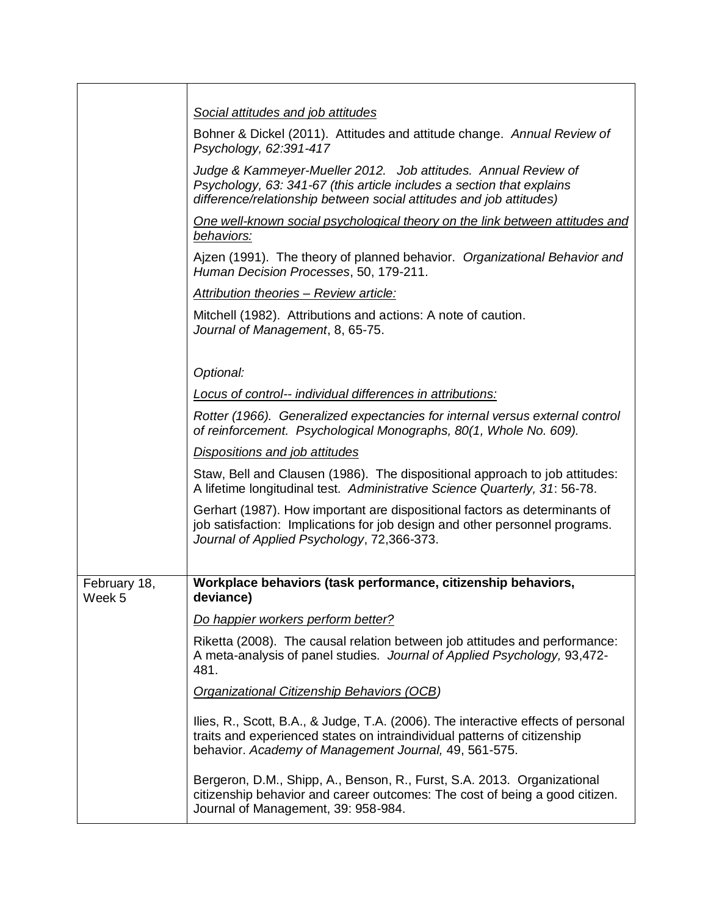| | |
|---|---|
| | <u>*Social attitudes and job attitudes*</u><br><br>Bohner & Dickel (2011). Attitudes and attitude change. *Annual Review of Psychology, 62:391-417*<br><br>*Judge & Kammeyer-Mueller 2012. Job attitudes. Annual Review of Psychology, 63: 341-67 (this article includes a section that explains difference/relationship between social attitudes and job attitudes)*<br><br><u>*One well-known social psychological theory on the link between attitudes and behaviors:*</u><br><br>Ajzen (1991). The theory of planned behavior. *Organizational Behavior and Human Decision Processes*, 50, 179-211.<br><br><u>*Attribution theories – Review article:*</u><br><br>Mitchell (1982). Attributions and actions: A note of caution. *Journal of Management*, 8, 65-75.<br><br>*Optional:*<br><br><u>*Locus of control-- individual differences in attributions:*</u><br><br>*Rotter (1966). Generalized expectancies for internal versus external control of reinforcement. Psychological Monographs, 80(1, Whole No. 609).*<br><br><u>*Dispositions and job attitudes*</u><br><br>Staw, Bell and Clausen (1986). The dispositional approach to job attitudes: A lifetime longitudinal test. *Administrative Science Quarterly, 31*: 56-78.<br><br>Gerhart (1987). How important are dispositional factors as determinants of job satisfaction: Implications for job design and other personnel programs. *Journal of Applied Psychology*, 72,366-373. |
| February 18, Week 5 | **Workplace behaviors (task performance, citizenship behaviors, deviance)**<br><br><u>*Do happier workers perform better?*</u><br><br>Riketta (2008). The causal relation between job attitudes and performance: A meta-analysis of panel studies. *Journal of Applied Psychology,* 93,472-481.<br><br><u>*Organizational Citizenship Behaviors (OCB)*</u><br><br>Ilies, R., Scott, B.A., & Judge, T.A. (2006). The interactive effects of personal traits and experienced states on intraindividual patterns of citizenship behavior. *Academy of Management Journal,* 49, 561-575.<br><br>Bergeron, D.M., Shipp, A., Benson, R., Furst, S.A. 2013. Organizational citizenship behavior and career outcomes: The cost of being a good citizen. Journal of Management, 39: 958-984. |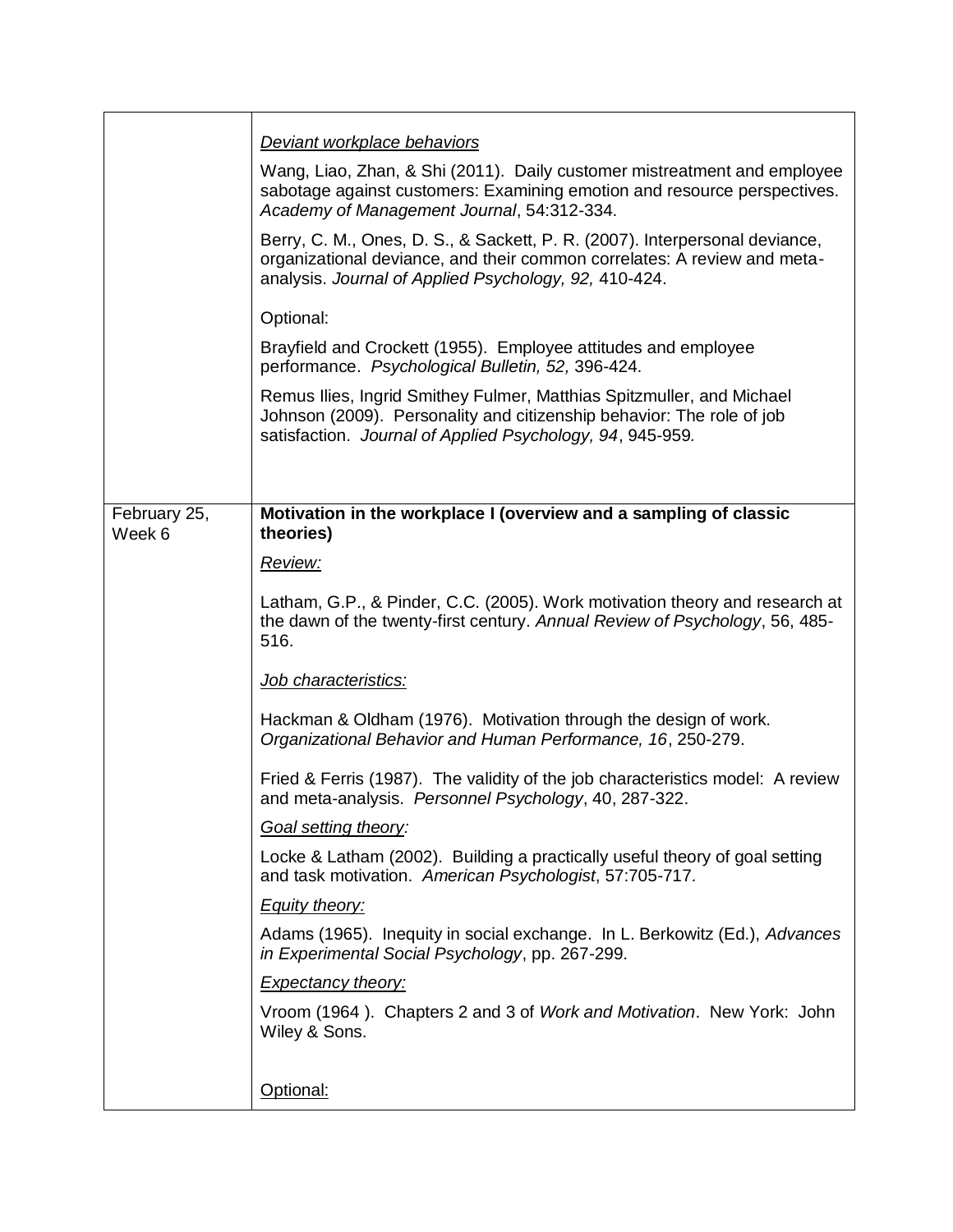| | |
|---|---|
| | <u>*Deviant workplace behaviors*</u><br><br>Wang, Liao, Zhan, & Shi (2011). Daily customer mistreatment and employee sabotage against customers: Examining emotion and resource perspectives. *Academy of Management Journal*, 54:312-334.<br><br>Berry, C. M., Ones, D. S., & Sackett, P. R. (2007). Interpersonal deviance, organizational deviance, and their common correlates: A review and meta-analysis. *Journal of Applied Psychology, 92,* 410-424.<br><br>Optional:<br><br>Brayfield and Crockett (1955). Employee attitudes and employee performance. *Psychological Bulletin, 52,* 396-424.<br><br>Remus Ilies, Ingrid Smithey Fulmer, Matthias Spitzmuller, and Michael Johnson (2009). Personality and citizenship behavior: The role of job satisfaction. *Journal of Applied Psychology, 94*, 945-959. |
| February 25, Week 6 | **Motivation in the workplace I (overview and a sampling of classic theories)**<br><br><u>*Review:*</u><br><br>Latham, G.P., & Pinder, C.C. (2005). Work motivation theory and research at the dawn of the twenty-first century. *Annual Review of Psychology*, 56, 485-516.<br><br><u>*Job characteristics:*</u><br><br>Hackman & Oldham (1976). Motivation through the design of work. *Organizational Behavior and Human Performance, 16*, 250-279.<br><br>Fried & Ferris (1987). The validity of the job characteristics model: A review and meta-analysis. *Personnel Psychology*, 40, 287-322.<br><br><u>*Goal setting theory:*</u><br><br>Locke & Latham (2002). Building a practically useful theory of goal setting and task motivation. *American Psychologist*, 57:705-717.<br><br><u>*Equity theory:*</u><br><br>Adams (1965). Inequity in social exchange. In L. Berkowitz (Ed.), *Advances in Experimental Social Psychology*, pp. 267-299.<br><br><u>*Expectancy theory:*</u><br><br>Vroom (1964 ). Chapters 2 and 3 of *Work and Motivation*. New York: John Wiley & Sons.<br><br><u>Optional:</u> |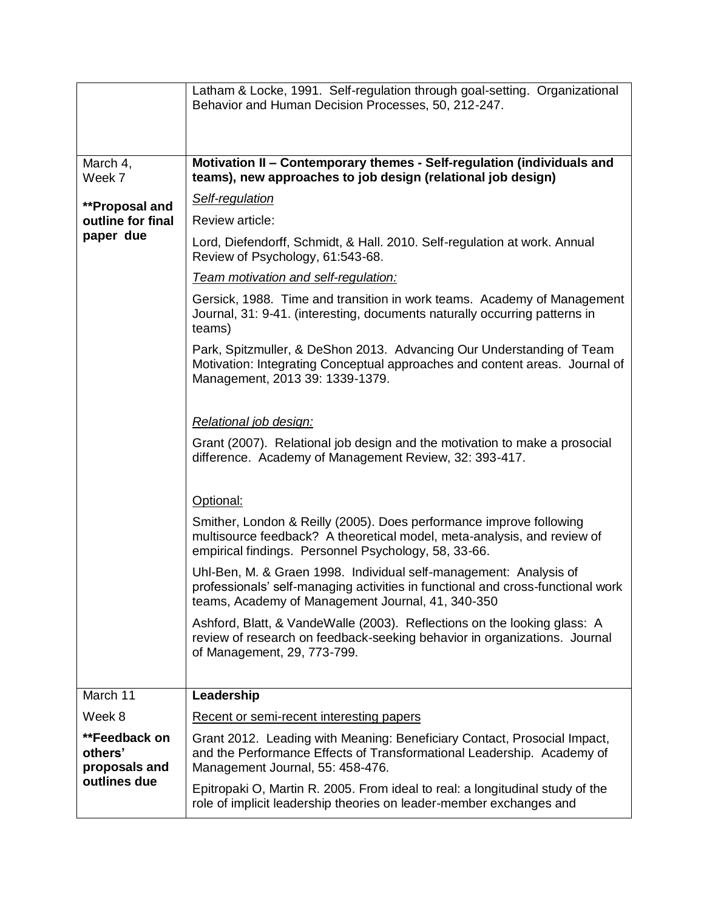| | |
|---|---|
| | Latham & Locke, 1991. Self-regulation through goal-setting. Organizational Behavior and Human Decision Processes, 50, 212-247. |
| March 4, Week 7<br><br>**Proposal and outline for final paper due** | **Motivation II – Contemporary themes - Self-regulation (individuals and teams), new approaches to job design (relational job design)**<br><br>Self-regulation<br><br>Review article:<br><br>Lord, Diefendorff, Schmidt, & Hall. 2010. Self-regulation at work. Annual Review of Psychology, 61:543-68.<br><br>*Team motivation and self-regulation:*<br><br>Gersick, 1988. Time and transition in work teams. Academy of Management Journal, 31: 9-41. (interesting, documents naturally occurring patterns in teams)<br><br>Park, Spitzmuller, & DeShon 2013. Advancing Our Understanding of Team Motivation: Integrating Conceptual approaches and content areas. Journal of Management, 2013 39: 1339-1379.<br><br>*Relational job design:*<br><br>Grant (2007). Relational job design and the motivation to make a prosocial difference. Academy of Management Review, 32: 393-417.<br><br>Optional:<br><br>Smither, London & Reilly (2005). Does performance improve following multisource feedback? A theoretical model, meta-analysis, and review of empirical findings. Personnel Psychology, 58, 33-66.<br><br>Uhl-Ben, M. & Graen 1998. Individual self-management: Analysis of professionals' self-managing activities in functional and cross-functional work teams, Academy of Management Journal, 41, 340-350<br><br>Ashford, Blatt, & VandeWalle (2003). Reflections on the looking glass: A review of research on feedback-seeking behavior in organizations. Journal of Management, 29, 773-799. |
| March 11<br><br>Week 8<br><br>**Feedback on others' proposals and outlines due** | **Leadership**<br><br>Recent or semi-recent interesting papers<br><br>Grant 2012. Leading with Meaning: Beneficiary Contact, Prosocial Impact, and the Performance Effects of Transformational Leadership. Academy of Management Journal, 55: 458-476.<br><br>Epitropaki O, Martin R. 2005. From ideal to real: a longitudinal study of the role of implicit leadership theories on leader-member exchanges and |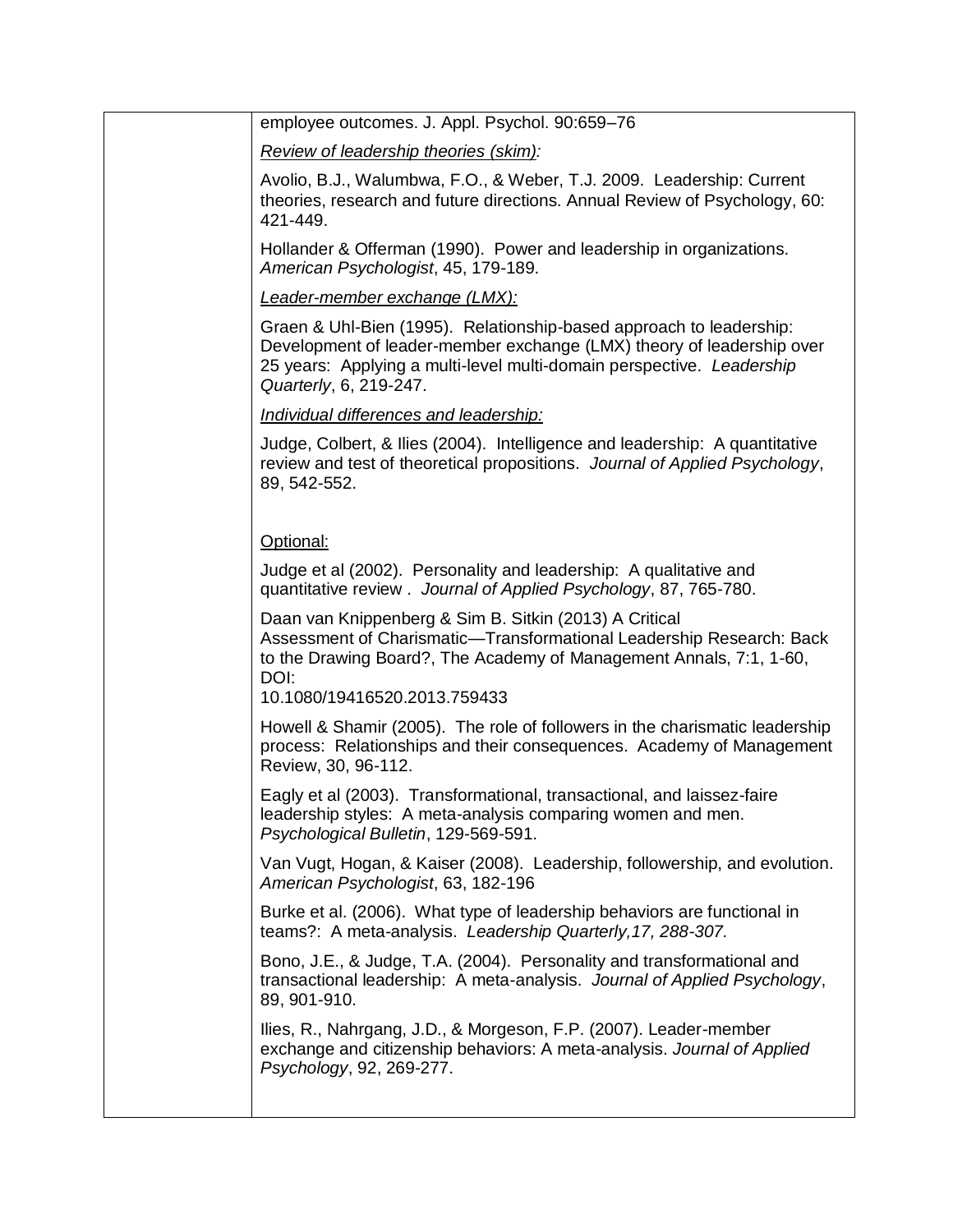| | |
|---|---|
| | employee outcomes. J. Appl. Psychol. 90:659–76<br><br>*<u>Review of leadership theories (skim)</u>:*<br><br>Avolio, B.J., Walumbwa, F.O., & Weber, T.J. 2009. Leadership: Current theories, research and future directions. Annual Review of Psychology, 60: 421-449.<br><br>Hollander & Offerman (1990). Power and leadership in organizations. *American Psychologist*, 45, 179-189.<br><br>*<u>Leader-member exchange (LMX):</u>*<br><br>Graen & Uhl-Bien (1995). Relationship-based approach to leadership: Development of leader-member exchange (LMX) theory of leadership over 25 years: Applying a multi-level multi-domain perspective. *Leadership Quarterly*, 6, 219-247.<br><br>*<u>Individual differences and leadership:</u>*<br><br>Judge, Colbert, & Ilies (2004). Intelligence and leadership: A quantitative review and test of theoretical propositions. *Journal of Applied Psychology*, 89, 542-552.<br><br><u>Optional:</u><br><br>Judge et al (2002). Personality and leadership: A qualitative and quantitative review . *Journal of Applied Psychology*, 87, 765-780.<br><br>Daan van Knippenberg & Sim B. Sitkin (2013) A Critical Assessment of Charismatic—Transformational Leadership Research: Back to the Drawing Board?, The Academy of Management Annals, 7:1, 1-60, DOI: 10.1080/19416520.2013.759433<br><br>Howell & Shamir (2005). The role of followers in the charismatic leadership process: Relationships and their consequences. Academy of Management Review, 30, 96-112.<br><br>Eagly et al (2003). Transformational, transactional, and laissez-faire leadership styles: A meta-analysis comparing women and men. *Psychological Bulletin*, 129-569-591.<br><br>Van Vugt, Hogan, & Kaiser (2008). Leadership, followership, and evolution. *American Psychologist*, 63, 182-196<br><br>Burke et al. (2006). What type of leadership behaviors are functional in teams?: A meta-analysis. *Leadership Quarterly,17, 288-307.*<br><br>Bono, J.E., & Judge, T.A. (2004). Personality and transformational and transactional leadership: A meta-analysis. *Journal of Applied Psychology*, 89, 901-910.<br><br>Ilies, R., Nahrgang, J.D., & Morgeson, F.P. (2007). Leader-member exchange and citizenship behaviors: A meta-analysis. *Journal of Applied Psychology*, 92, 269-277. |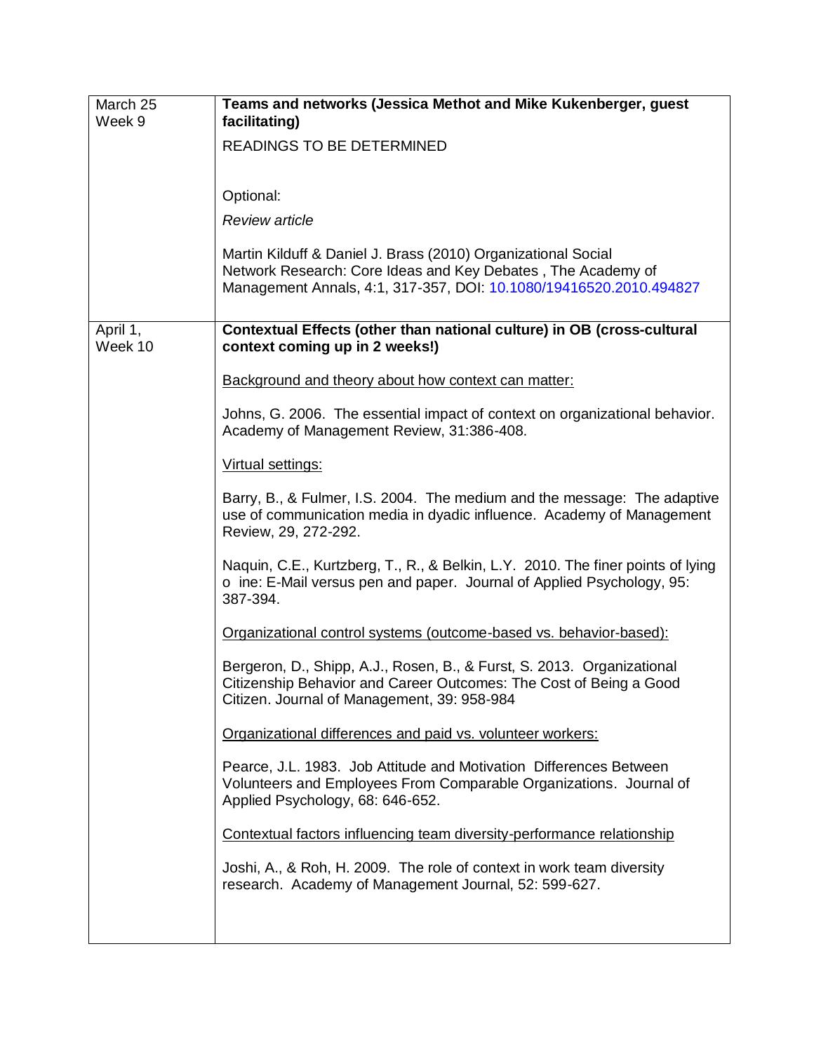| | |
|---|---|
| March 25<br>Week 9 | **Teams and networks (Jessica Methot and Mike Kukenberger, guest facilitating)**<br><br>READINGS TO BE DETERMINED<br><br>Optional:<br><br>*Review article*<br><br>Martin Kilduff & Daniel J. Brass (2010) Organizational Social Network Research: Core Ideas and Key Debates , The Academy of Management Annals, 4:1, 317-357, DOI: 10.1080/19416520.2010.494827 |
| April 1,<br>Week 10 | **Contextual Effects (other than national culture) in OB (cross-cultural context coming up in 2 weeks!)**<br><br>Background and theory about how context can matter:<br><br>Johns, G. 2006. The essential impact of context on organizational behavior. Academy of Management Review, 31:386-408.<br><br>Virtual settings:<br><br>Barry, B., & Fulmer, I.S. 2004. The medium and the message: The adaptive use of communication media in dyadic influence. Academy of Management Review, 29, 272-292.<br><br>Naquin, C.E., Kurtzberg, T., R., & Belkin, L.Y. 2010. The finer points of lying o ine: E-Mail versus pen and paper. Journal of Applied Psychology, 95: 387-394.<br><br>Organizational control systems (outcome-based vs. behavior-based):<br><br>Bergeron, D., Shipp, A.J., Rosen, B., & Furst, S. 2013. Organizational Citizenship Behavior and Career Outcomes: The Cost of Being a Good Citizen. Journal of Management, 39: 958-984<br><br>Organizational differences and paid vs. volunteer workers:<br><br>Pearce, J.L. 1983. Job Attitude and Motivation Differences Between Volunteers and Employees From Comparable Organizations. Journal of Applied Psychology, 68: 646-652.<br><br>Contextual factors influencing team diversity-performance relationship<br><br>Joshi, A., & Roh, H. 2009. The role of context in work team diversity research. Academy of Management Journal, 52: 599-627. |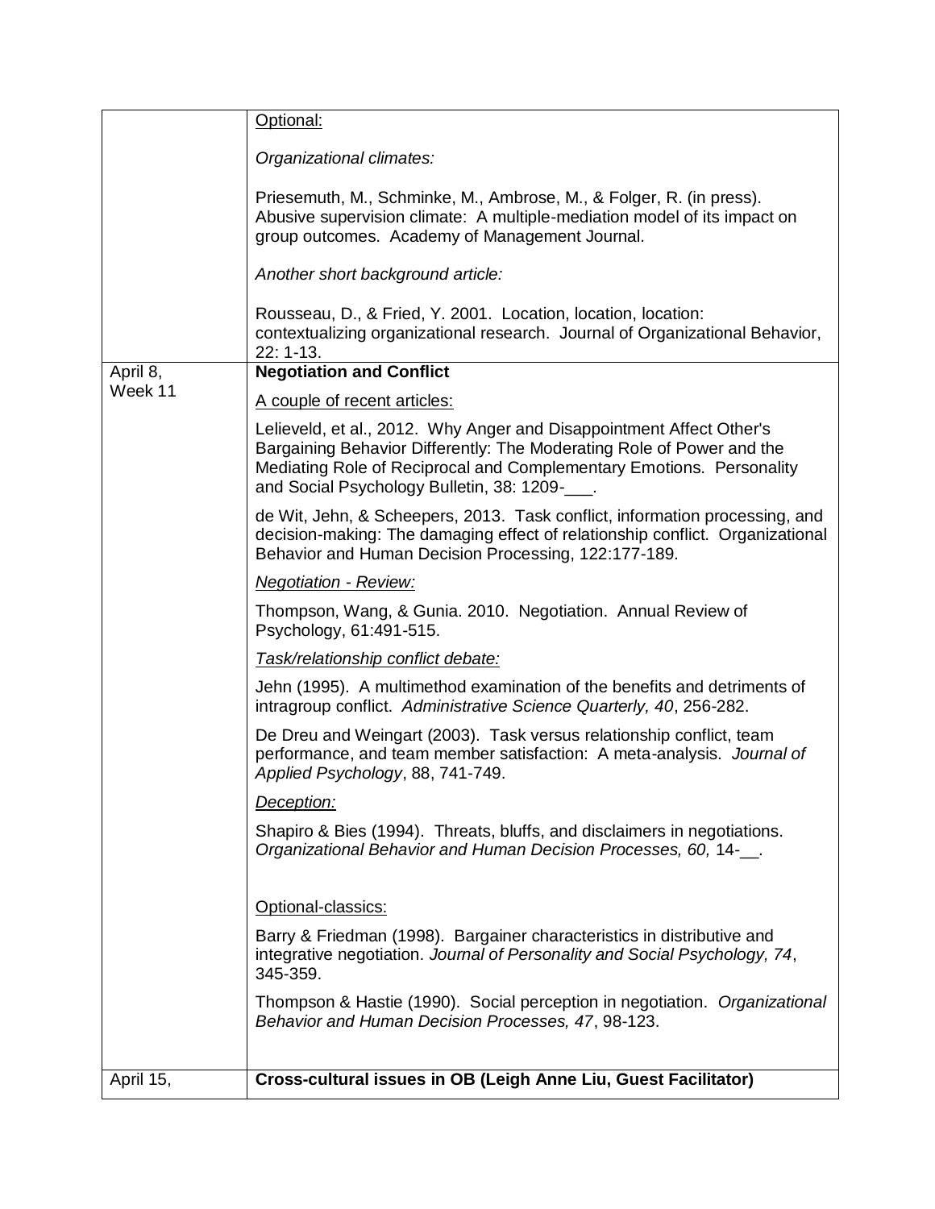| | |
|---|---|
| | Optional:<br><br>*Organizational climates:*<br><br>Priesemuth, M., Schminke, M., Ambrose, M., & Folger, R. (in press). Abusive supervision climate: A multiple-mediation model of its impact on group outcomes. Academy of Management Journal.<br><br>*Another short background article:*<br><br>Rousseau, D., & Fried, Y. 2001. Location, location, location: contextualizing organizational research. Journal of Organizational Behavior, 22: 1-13. |
| April 8, Week 11 | **Negotiation and Conflict**<br><br>A couple of recent articles:<br><br>Lelieveld, et al., 2012. Why Anger and Disappointment Affect Other's Bargaining Behavior Differently: The Moderating Role of Power and the Mediating Role of Reciprocal and Complementary Emotions. Personality and Social Psychology Bulletin, 38: 1209-___.<br><br>de Wit, Jehn, & Scheepers, 2013. Task conflict, information processing, and decision-making: The damaging effect of relationship conflict. Organizational Behavior and Human Decision Processing, 122:177-189.<br><br>*Negotiation - Review:*<br><br>Thompson, Wang, & Gunia. 2010. Negotiation. Annual Review of Psychology, 61:491-515.<br><br>*Task/relationship conflict debate:*<br><br>Jehn (1995). A multimethod examination of the benefits and detriments of intragroup conflict. *Administrative Science Quarterly, 40*, 256-282.<br><br>De Dreu and Weingart (2003). Task versus relationship conflict, team performance, and team member satisfaction: A meta-analysis. *Journal of Applied Psychology*, 88, 741-749.<br><br>*Deception:*<br><br>Shapiro & Bies (1994). Threats, bluffs, and disclaimers in negotiations. *Organizational Behavior and Human Decision Processes, 60,* 14-__.<br><br>Optional-classics:<br><br>Barry & Friedman (1998). Bargainer characteristics in distributive and integrative negotiation. *Journal of Personality and Social Psychology, 74*, 345-359.<br><br>Thompson & Hastie (1990). Social perception in negotiation. *Organizational Behavior and Human Decision Processes, 47*, 98-123. |
| April 15, | **Cross-cultural issues in OB (Leigh Anne Liu, Guest Facilitator)** |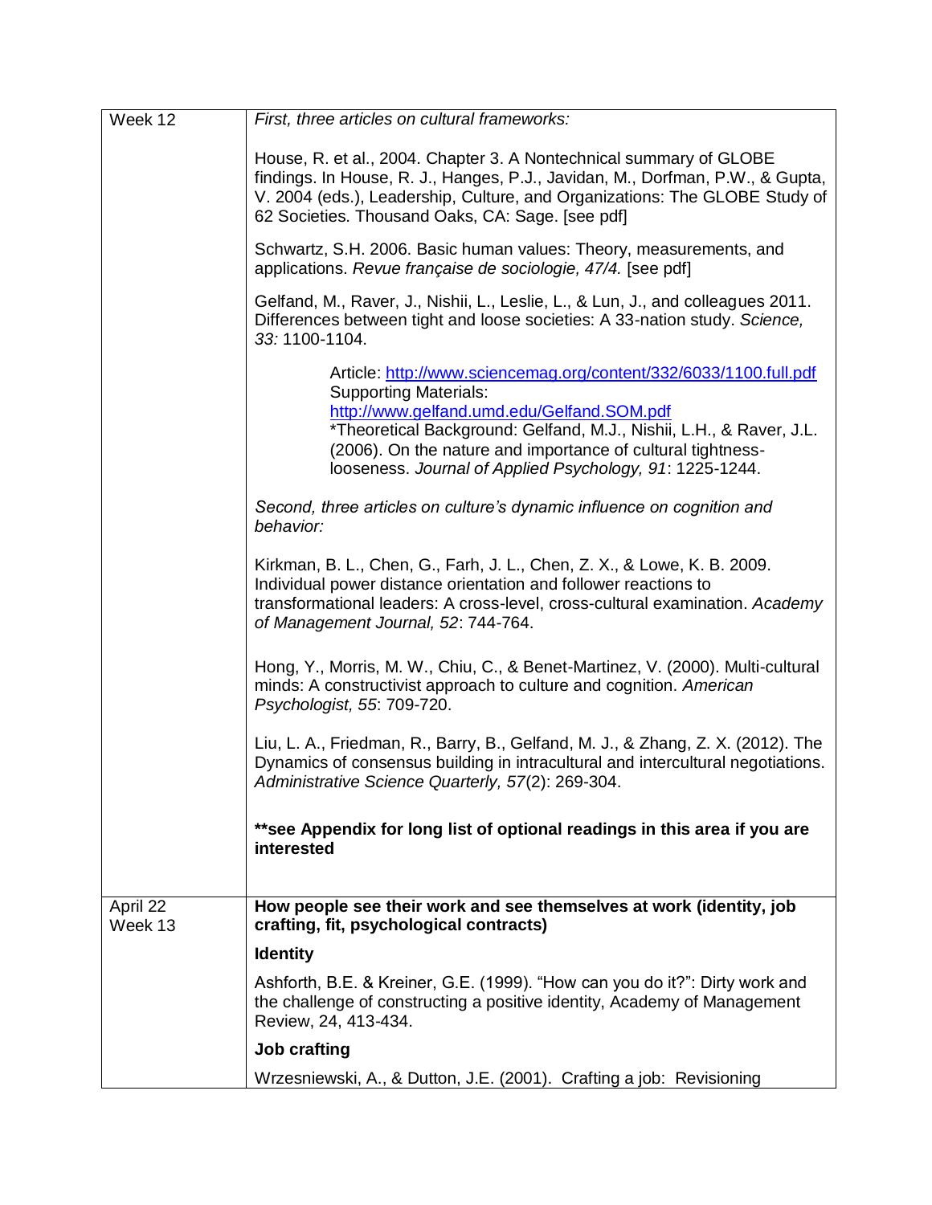| | |
|---|---|
| Week 12 | *First, three articles on cultural frameworks:*<br><br>House, R. et al., 2004. Chapter 3. A Nontechnical summary of GLOBE findings. In House, R. J., Hanges, P.J., Javidan, M., Dorfman, P.W., & Gupta, V. 2004 (eds.), Leadership, Culture, and Organizations: The GLOBE Study of 62 Societies. Thousand Oaks, CA: Sage. [see pdf]<br><br>Schwartz, S.H. 2006. Basic human values: Theory, measurements, and applications. *Revue française de sociologie, 47/4.* [see pdf]<br><br>Gelfand, M., Raver, J., Nishii, L., Leslie, L., & Lun, J., and colleagues 2011. Differences between tight and loose societies: A 33-nation study. *Science, 33:* 1100-1104.<br><br>Article: http://www.sciencemag.org/content/332/6033/1100.full.pdf<br>Supporting Materials:<br>http://www.gelfand.umd.edu/Gelfand.SOM.pdf<br>*Theoretical Background: Gelfand, M.J., Nishii, L.H., & Raver, J.L. (2006). On the nature and importance of cultural tightness-looseness. *Journal of Applied Psychology, 91*: 1225-1244.<br><br>*Second, three articles on culture's dynamic influence on cognition and behavior:*<br><br>Kirkman, B. L., Chen, G., Farh, J. L., Chen, Z. X., & Lowe, K. B. 2009. Individual power distance orientation and follower reactions to transformational leaders: A cross-level, cross-cultural examination. *Academy of Management Journal, 52*: 744-764.<br><br>Hong, Y., Morris, M. W., Chiu, C., & Benet-Martinez, V. (2000). Multi-cultural minds: A constructivist approach to culture and cognition. *American Psychologist, 55*: 709-720.<br><br>Liu, L. A., Friedman, R., Barry, B., Gelfand, M. J., & Zhang, Z. X. (2012). The Dynamics of consensus building in intracultural and intercultural negotiations. *Administrative Science Quarterly, 57*(2): 269-304.<br><br>**\*\*see Appendix for long list of optional readings in this area if you are interested** |
| April 22<br>Week 13 | **How people see their work and see themselves at work (identity, job crafting, fit, psychological contracts)**<br><br>**Identity**<br><br>Ashforth, B.E. & Kreiner, G.E. (1999). "How can you do it?": Dirty work and the challenge of constructing a positive identity, Academy of Management Review, 24, 413-434.<br><br>**Job crafting**<br><br>Wrzesniewski, A., & Dutton, J.E. (2001). Crafting a job: Revisioning |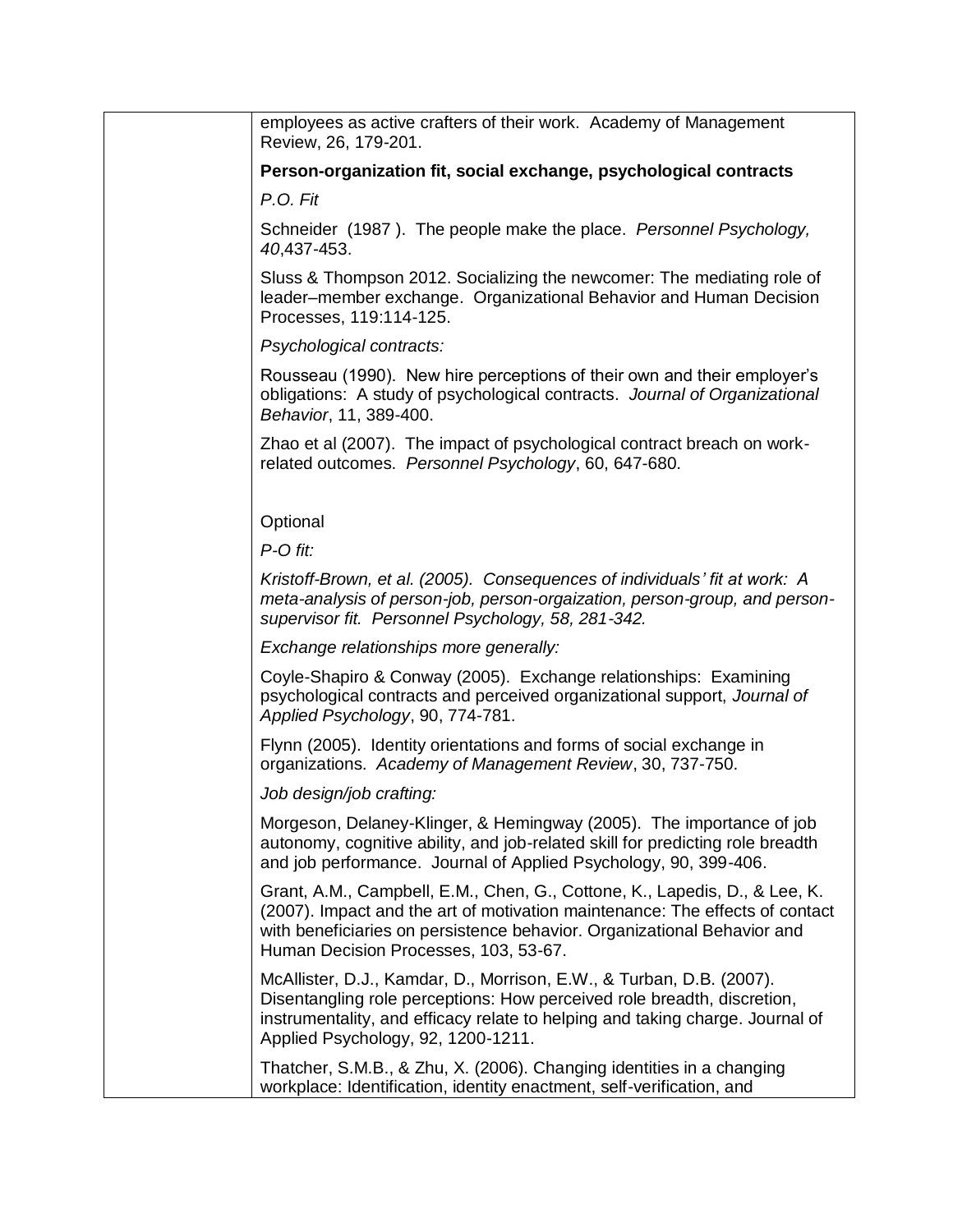| | employees as active crafters of their work. Academy of Management Review, 26, 179-201. |
|---|---|

**Person-organization fit, social exchange, psychological contracts**

*P.O. Fit*

Schneider (1987 ). The people make the place. *Personnel Psychology, 40*,437-453.

Sluss & Thompson 2012. Socializing the newcomer: The mediating role of leader–member exchange. Organizational Behavior and Human Decision Processes, 119:114-125.

*Psychological contracts:*

Rousseau (1990). New hire perceptions of their own and their employer's obligations: A study of psychological contracts. *Journal of Organizational Behavior*, 11, 389-400.

Zhao et al (2007). The impact of psychological contract breach on work-related outcomes. *Personnel Psychology*, 60, 647-680.

Optional

*P-O fit:*

*Kristoff-Brown, et al. (2005). Consequences of individuals' fit at work: A meta-analysis of person-job, person-orgaization, person-group, and person-supervisor fit. Personnel Psychology, 58, 281-342.*

*Exchange relationships more generally:*

Coyle-Shapiro & Conway (2005). Exchange relationships: Examining psychological contracts and perceived organizational support, *Journal of Applied Psychology*, 90, 774-781.

Flynn (2005). Identity orientations and forms of social exchange in organizations. *Academy of Management Review*, 30, 737-750.

*Job design/job crafting:*

Morgeson, Delaney-Klinger, & Hemingway (2005). The importance of job autonomy, cognitive ability, and job-related skill for predicting role breadth and job performance. Journal of Applied Psychology, 90, 399-406.

Grant, A.M., Campbell, E.M., Chen, G., Cottone, K., Lapedis, D., & Lee, K. (2007). Impact and the art of motivation maintenance: The effects of contact with beneficiaries on persistence behavior. Organizational Behavior and Human Decision Processes, 103, 53-67.

McAllister, D.J., Kamdar, D., Morrison, E.W., & Turban, D.B. (2007). Disentangling role perceptions: How perceived role breadth, discretion, instrumentality, and efficacy relate to helping and taking charge. Journal of Applied Psychology, 92, 1200-1211.

Thatcher, S.M.B., & Zhu, X. (2006). Changing identities in a changing workplace: Identification, identity enactment, self-verification, and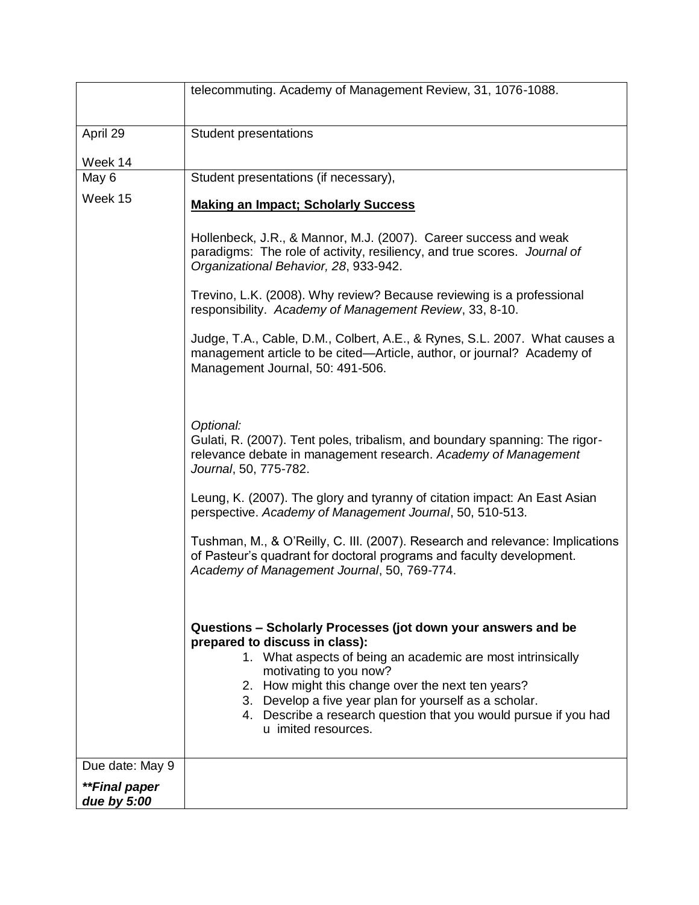| | |
|---|---|
| | telecommuting. Academy of Management Review, 31, 1076-1088. |
| April 29<br><br>Week 14 | Student presentations |
| May 6<br><br>Week 15 | Student presentations (if necessary),<br><br>**<u>Making an Impact; Scholarly Success</u>**<br><br>Hollenbeck, J.R., & Mannor, M.J. (2007). Career success and weak paradigms: The role of activity, resiliency, and true scores. *Journal of Organizational Behavior, 28*, 933-942.<br><br>Trevino, L.K. (2008). Why review? Because reviewing is a professional responsibility. *Academy of Management Review*, 33, 8-10.<br><br>Judge, T.A., Cable, D.M., Colbert, A.E., & Rynes, S.L. 2007. What causes a management article to be cited—Article, author, or journal? Academy of Management Journal, 50: 491-506.<br><br>*Optional:*<br>Gulati, R. (2007). Tent poles, tribalism, and boundary spanning: The rigor-relevance debate in management research. *Academy of Management Journal*, 50, 775-782.<br><br>Leung, K. (2007). The glory and tyranny of citation impact: An East Asian perspective. *Academy of Management Journal*, 50, 510-513.<br><br>Tushman, M., & O'Reilly, C. III. (2007). Research and relevance: Implications of Pasteur's quadrant for doctoral programs and faculty development. *Academy of Management Journal*, 50, 769-774.<br><br>**Questions – Scholarly Processes (jot down your answers and be prepared to discuss in class):**<br>1. What aspects of being an academic are most intrinsically motivating to you now?<br>2. How might this change over the next ten years?<br>3. Develop a five year plan for yourself as a scholar.<br>4. Describe a research question that you would pursue if you had u imited resources. |
| Due date: May 9<br><br>***\*\*Final paper due by 5:00*** | |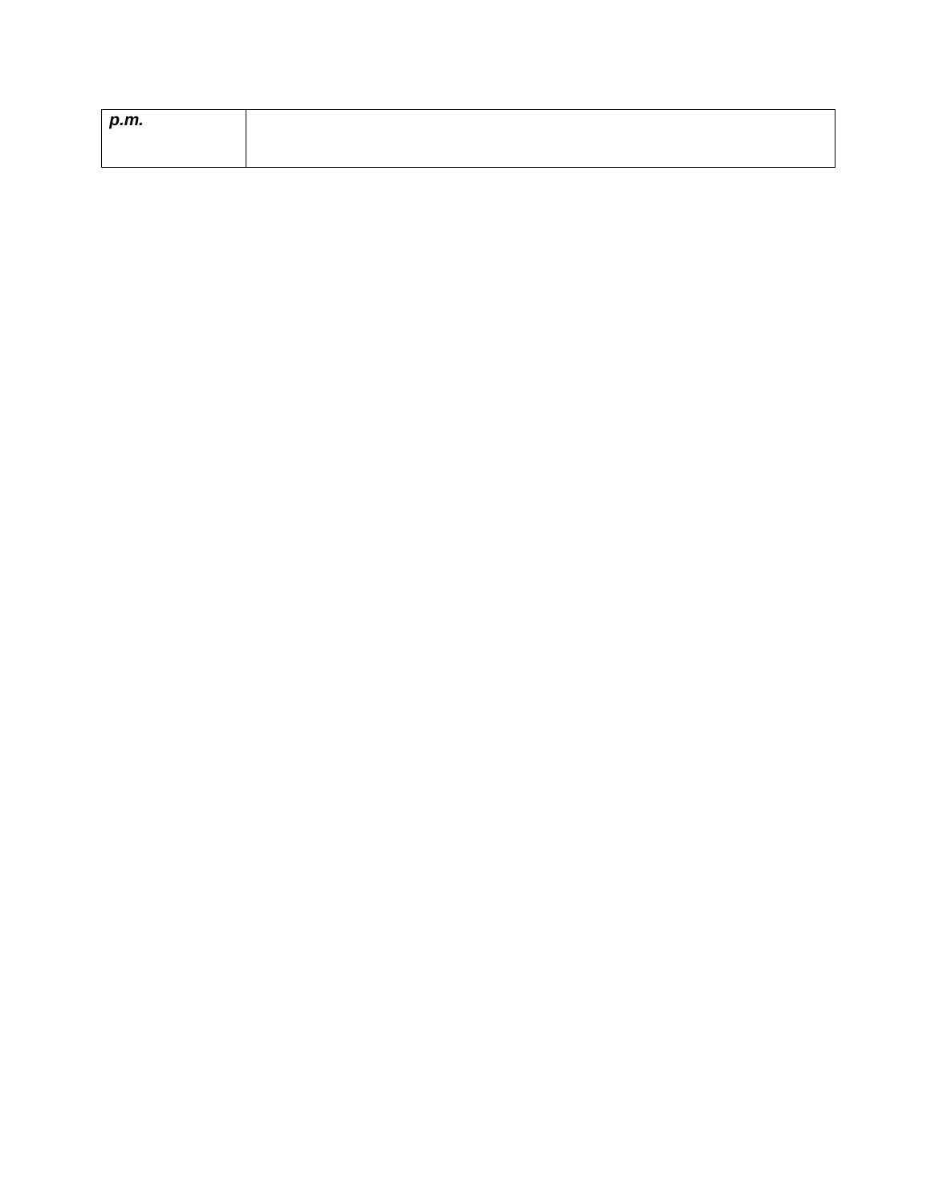| ***p.m.*** | |
| --- | --- |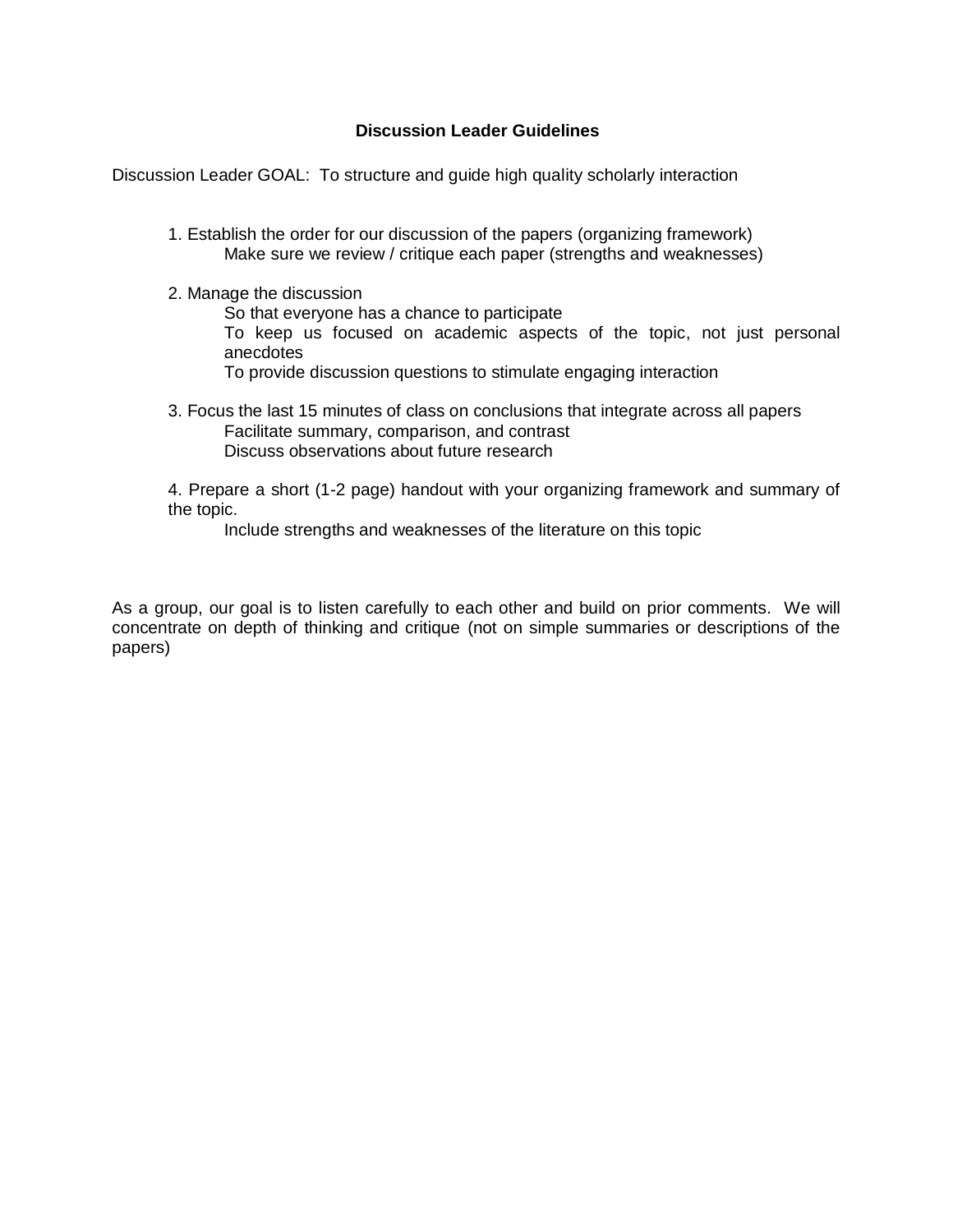**Discussion Leader Guidelines**

Discussion Leader GOAL: To structure and guide high quality scholarly interaction

1. Establish the order for our discussion of the papers (organizing framework)
   - Make sure we review / critique each paper (strengths and weaknesses)

2. Manage the discussion
   - So that everyone has a chance to participate
   - To keep us focused on academic aspects of the topic, not just personal anecdotes
   - To provide discussion questions to stimulate engaging interaction

3. Focus the last 15 minutes of class on conclusions that integrate across all papers
   - Facilitate summary, comparison, and contrast
   - Discuss observations about future research

4. Prepare a short (1-2 page) handout with your organizing framework and summary of the topic.
   - Include strengths and weaknesses of the literature on this topic

As a group, our goal is to listen carefully to each other and build on prior comments. We will concentrate on depth of thinking and critique (not on simple summaries or descriptions of the papers)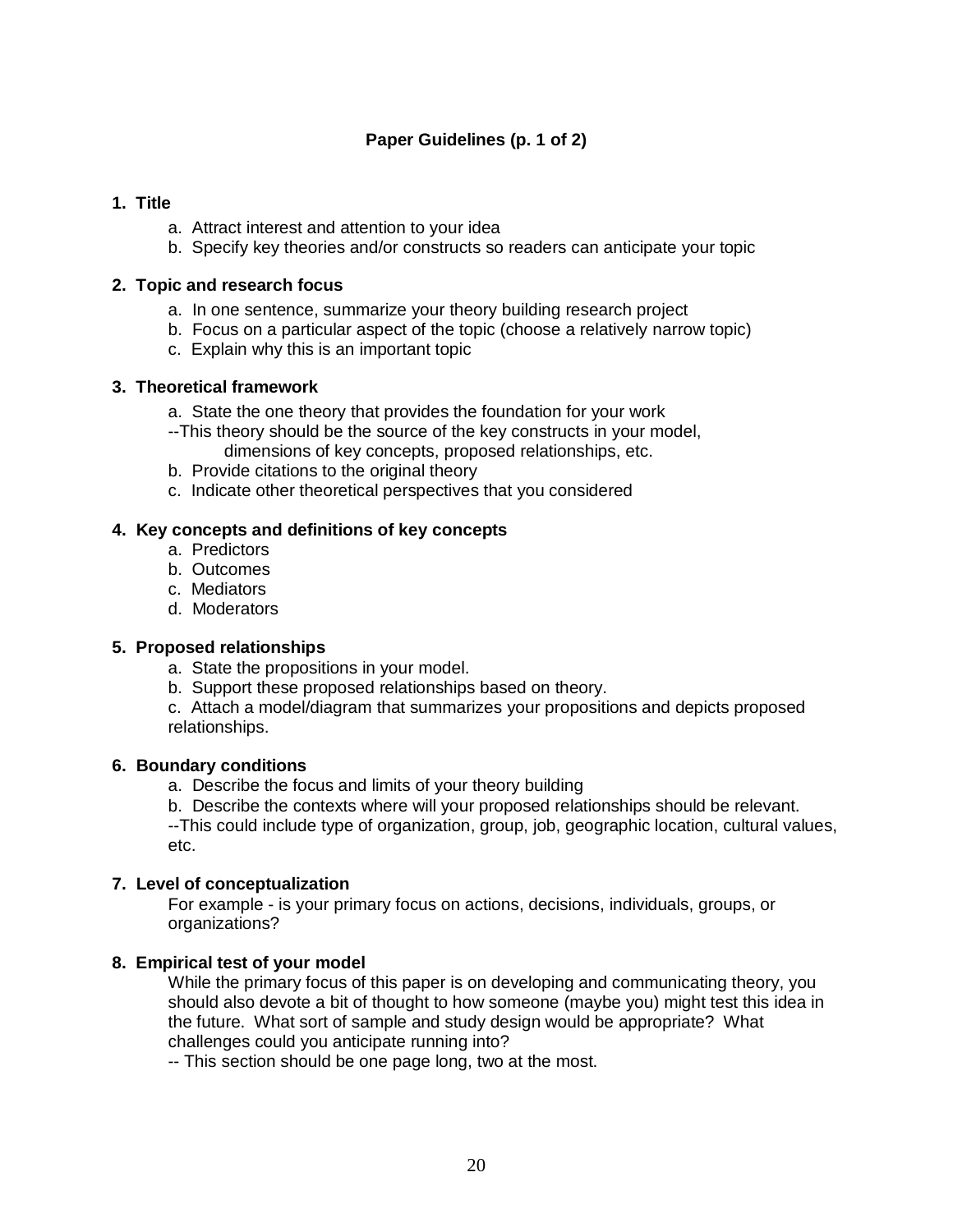## Paper Guidelines (p. 1 of 2)

**1. Title**

a. Attract interest and attention to your idea
b. Specify key theories and/or constructs so readers can anticipate your topic

**2. Topic and research focus**

a. In one sentence, summarize your theory building research project
b. Focus on a particular aspect of the topic (choose a relatively narrow topic)
c. Explain why this is an important topic

**3. Theoretical framework**

a. State the one theory that provides the foundation for your work
--This theory should be the source of the key constructs in your model, dimensions of key concepts, proposed relationships, etc.
b. Provide citations to the original theory
c. Indicate other theoretical perspectives that you considered

**4. Key concepts and definitions of key concepts**

a. Predictors
b. Outcomes
c. Mediators
d. Moderators

**5. Proposed relationships**

a. State the propositions in your model.
b. Support these proposed relationships based on theory.
c. Attach a model/diagram that summarizes your propositions and depicts proposed relationships.

**6. Boundary conditions**

a. Describe the focus and limits of your theory building
b. Describe the contexts where will your proposed relationships should be relevant.
--This could include type of organization, group, job, geographic location, cultural values, etc.

**7. Level of conceptualization**

For example - is your primary focus on actions, decisions, individuals, groups, or organizations?

**8. Empirical test of your model**

While the primary focus of this paper is on developing and communicating theory, you should also devote a bit of thought to how someone (maybe you) might test this idea in the future. What sort of sample and study design would be appropriate? What challenges could you anticipate running into?
-- This section should be one page long, two at the most.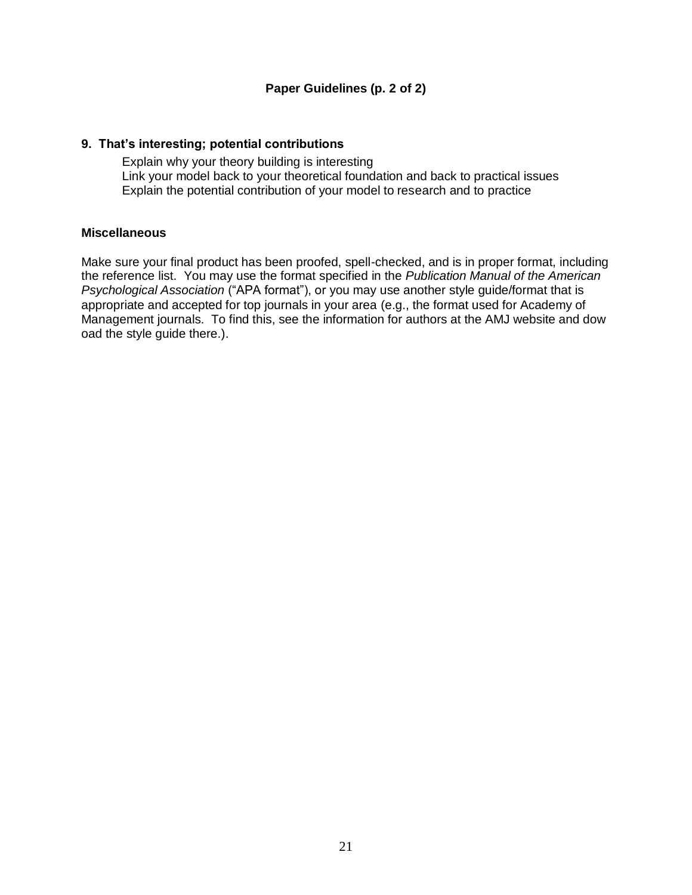## Paper Guidelines (p. 2 of 2)

### 9. That's interesting; potential contributions

Explain why your theory building is interesting
Link your model back to your theoretical foundation and back to practical issues
Explain the potential contribution of your model to research and to practice

### Miscellaneous

Make sure your final product has been proofed, spell-checked, and is in proper format, including the reference list. You may use the format specified in the *Publication Manual of the American Psychological Association* ("APA format"), or you may use another style guide/format that is appropriate and accepted for top journals in your area (e.g., the format used for Academy of Management journals. To find this, see the information for authors at the AMJ website and dow oad the style guide there.).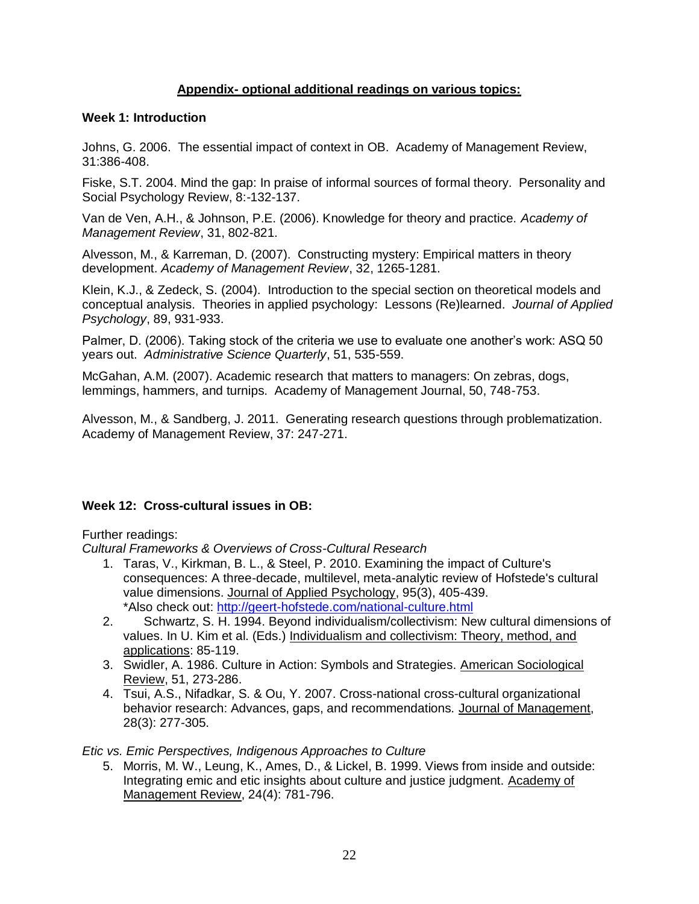## Appendix- optional additional readings on various topics:

### Week 1: Introduction

Johns, G. 2006. The essential impact of context in OB. Academy of Management Review, 31:386-408.

Fiske, S.T. 2004. Mind the gap: In praise of informal sources of formal theory. Personality and Social Psychology Review, 8:-132-137.

Van de Ven, A.H., & Johnson, P.E. (2006). Knowledge for theory and practice. *Academy of Management Review*, 31, 802-821.

Alvesson, M., & Karreman, D. (2007). Constructing mystery: Empirical matters in theory development. *Academy of Management Review*, 32, 1265-1281.

Klein, K.J., & Zedeck, S. (2004). Introduction to the special section on theoretical models and conceptual analysis. Theories in applied psychology: Lessons (Re)learned. *Journal of Applied Psychology*, 89, 931-933.

Palmer, D. (2006). Taking stock of the criteria we use to evaluate one another's work: ASQ 50 years out. *Administrative Science Quarterly*, 51, 535-559.

McGahan, A.M. (2007). Academic research that matters to managers: On zebras, dogs, lemmings, hammers, and turnips. Academy of Management Journal, 50, 748-753.

Alvesson, M., & Sandberg, J. 2011. Generating research questions through problematization. Academy of Management Review, 37: 247-271.

### Week 12: Cross-cultural issues in OB:

Further readings:

*Cultural Frameworks & Overviews of Cross-Cultural Research*

1. Taras, V., Kirkman, B. L., & Steel, P. 2010. Examining the impact of Culture's consequences: A three-decade, multilevel, meta-analytic review of Hofstede's cultural value dimensions. Journal of Applied Psychology, 95(3), 405-439.
   *Also check out: http://geert-hofstede.com/national-culture.html
2. Schwartz, S. H. 1994. Beyond individualism/collectivism: New cultural dimensions of values. In U. Kim et al. (Eds.) Individualism and collectivism: Theory, method, and applications: 85-119.
3. Swidler, A. 1986. Culture in Action: Symbols and Strategies. American Sociological Review, 51, 273-286.
4. Tsui, A.S., Nifadkar, S. & Ou, Y. 2007. Cross-national cross-cultural organizational behavior research: Advances, gaps, and recommendations. Journal of Management, 28(3): 277-305.

*Etic vs. Emic Perspectives, Indigenous Approaches to Culture*

5. Morris, M. W., Leung, K., Ames, D., & Lickel, B. 1999. Views from inside and outside: Integrating emic and etic insights about culture and justice judgment. Academy of Management Review, 24(4): 781-796.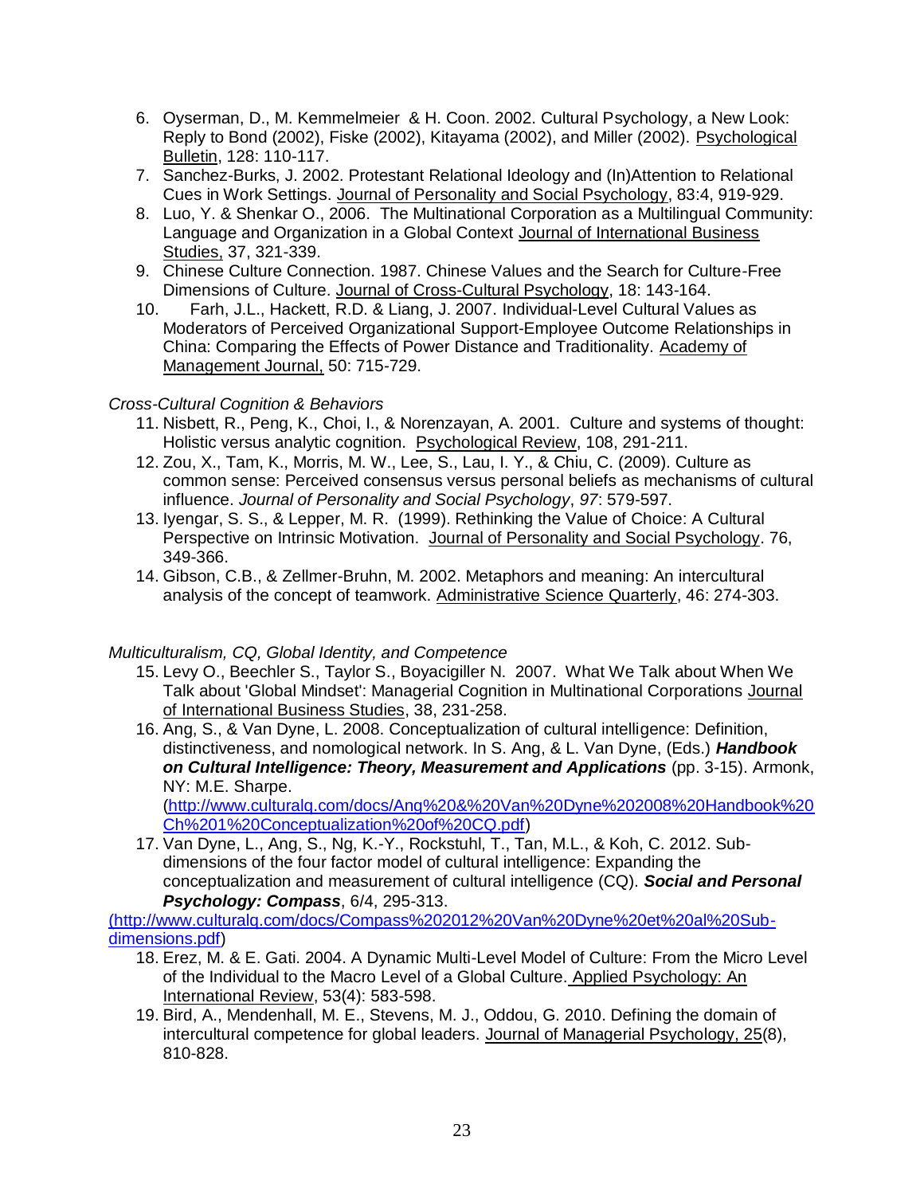6. Oyserman, D., M. Kemmelmeier & H. Coon. 2002. Cultural Psychology, a New Look: Reply to Bond (2002), Fiske (2002), Kitayama (2002), and Miller (2002). Psychological Bulletin, 128: 110-117.
7. Sanchez-Burks, J. 2002. Protestant Relational Ideology and (In)Attention to Relational Cues in Work Settings. Journal of Personality and Social Psychology, 83:4, 919-929.
8. Luo, Y. & Shenkar O., 2006. The Multinational Corporation as a Multilingual Community: Language and Organization in a Global Context Journal of International Business Studies, 37, 321-339.
9. Chinese Culture Connection. 1987. Chinese Values and the Search for Culture-Free Dimensions of Culture. Journal of Cross-Cultural Psychology, 18: 143-164.
10. Farh, J.L., Hackett, R.D. & Liang, J. 2007. Individual-Level Cultural Values as Moderators of Perceived Organizational Support-Employee Outcome Relationships in China: Comparing the Effects of Power Distance and Traditionality. Academy of Management Journal, 50: 715-729.

*Cross-Cultural Cognition & Behaviors*

11. Nisbett, R., Peng, K., Choi, I., & Norenzayan, A. 2001. Culture and systems of thought: Holistic versus analytic cognition. Psychological Review, 108, 291-211.
12. Zou, X., Tam, K., Morris, M. W., Lee, S., Lau, I. Y., & Chiu, C. (2009). Culture as common sense: Perceived consensus versus personal beliefs as mechanisms of cultural influence. *Journal of Personality and Social Psychology*, *97*: 579-597.
13. Iyengar, S. S., & Lepper, M. R. (1999). Rethinking the Value of Choice: A Cultural Perspective on Intrinsic Motivation. Journal of Personality and Social Psychology. 76, 349-366.
14. Gibson, C.B., & Zellmer-Bruhn, M. 2002. Metaphors and meaning: An intercultural analysis of the concept of teamwork. Administrative Science Quarterly, 46: 274-303.

*Multiculturalism, CQ, Global Identity, and Competence*

15. Levy O., Beechler S., Taylor S., Boyacigiller N. 2007. What We Talk about When We Talk about 'Global Mindset': Managerial Cognition in Multinational Corporations Journal of International Business Studies, 38, 231-258.
16. Ang, S., & Van Dyne, L. 2008. Conceptualization of cultural intelligence: Definition, distinctiveness, and nomological network. In S. Ang, & L. Van Dyne, (Eds.) ***Handbook on Cultural Intelligence: Theory, Measurement and Applications*** (pp. 3-15). Armonk, NY: M.E. Sharpe. (http://www.culturalq.com/docs/Ang%20&%20Van%20Dyne%202008%20Handbook%20Ch%201%20Conceptualization%20of%20CQ.pdf)
17. Van Dyne, L., Ang, S., Ng, K.-Y., Rockstuhl, T., Tan, M.L., & Koh, C. 2012. Sub-dimensions of the four factor model of cultural intelligence: Expanding the conceptualization and measurement of cultural intelligence (CQ). ***Social and Personal Psychology: Compass***, 6/4, 295-313.

(http://www.culturalq.com/docs/Compass%202012%20Van%20Dyne%20et%20al%20Sub-dimensions.pdf)

18. Erez, M. & E. Gati. 2004. A Dynamic Multi-Level Model of Culture: From the Micro Level of the Individual to the Macro Level of a Global Culture. Applied Psychology: An International Review, 53(4): 583-598.
19. Bird, A., Mendenhall, M. E., Stevens, M. J., Oddou, G. 2010. Defining the domain of intercultural competence for global leaders. Journal of Managerial Psychology, 25(8), 810-828.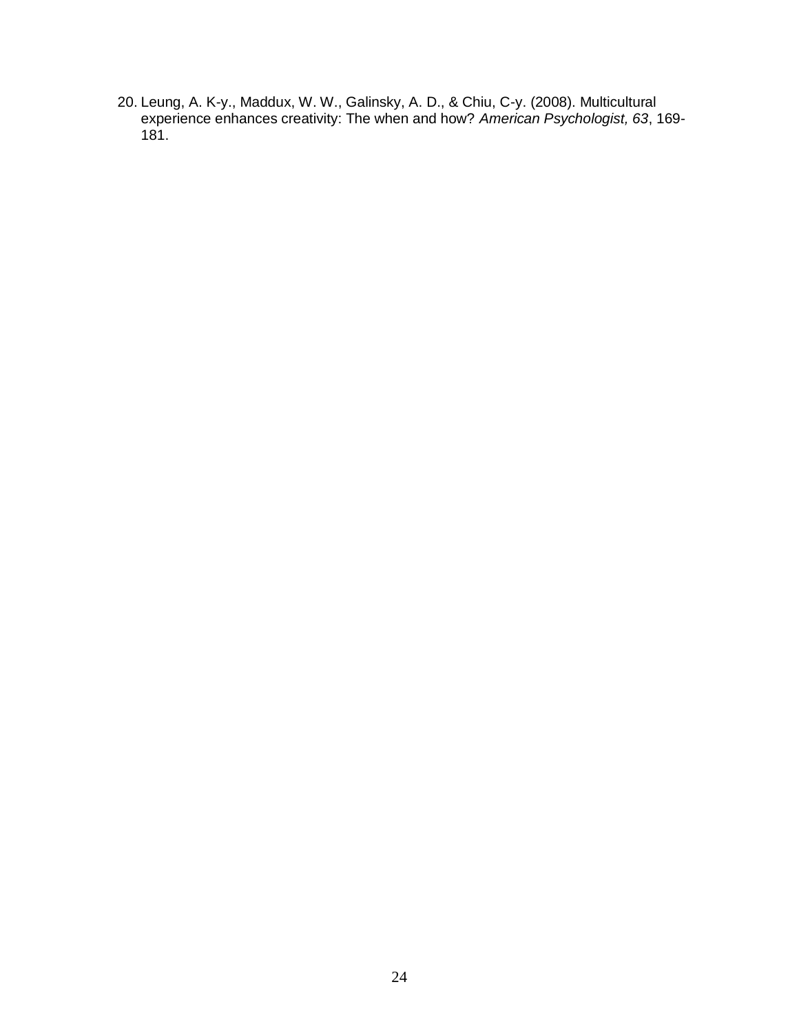20. Leung, A. K-y., Maddux, W. W., Galinsky, A. D., & Chiu, C-y. (2008). Multicultural experience enhances creativity: The when and how? *American Psychologist, 63*, 169-181.